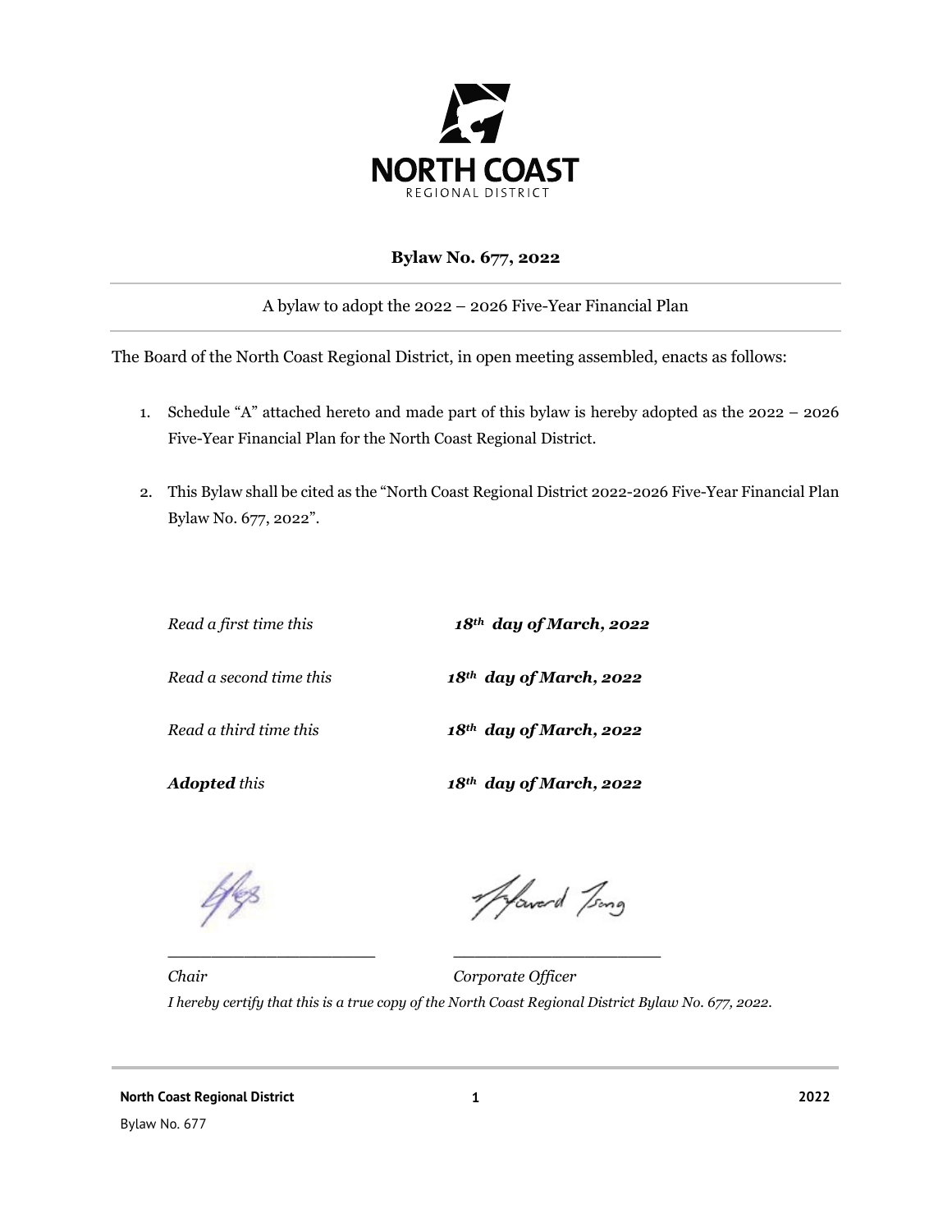NORTH COAST
REGIONAL DISTRICT

**Bylaw No. 677, 2022**

A bylaw to adopt the 2022 – 2026 Five-Year Financial Plan

The Board of the North Coast Regional District, in open meeting assembled, enacts as follows:

1. Schedule "A" attached hereto and made part of this bylaw is hereby adopted as the 2022 – 2026 Five-Year Financial Plan for the North Coast Regional District.

2. This Bylaw shall be cited as the "North Coast Regional District 2022-2026 Five-Year Financial Plan Bylaw No. 677, 2022".

*Read a first time this* ***18th day of March, 2022***

*Read a second time this* ***18th day of March, 2022***

*Read a third time this* ***18th day of March, 2022***

***Adopted*** *this* ***18th day of March, 2022***

______________________ ______________________

*Chair* *Corporate Officer*

*I hereby certify that this is a true copy of the North Coast Regional District Bylaw No. 677, 2022.*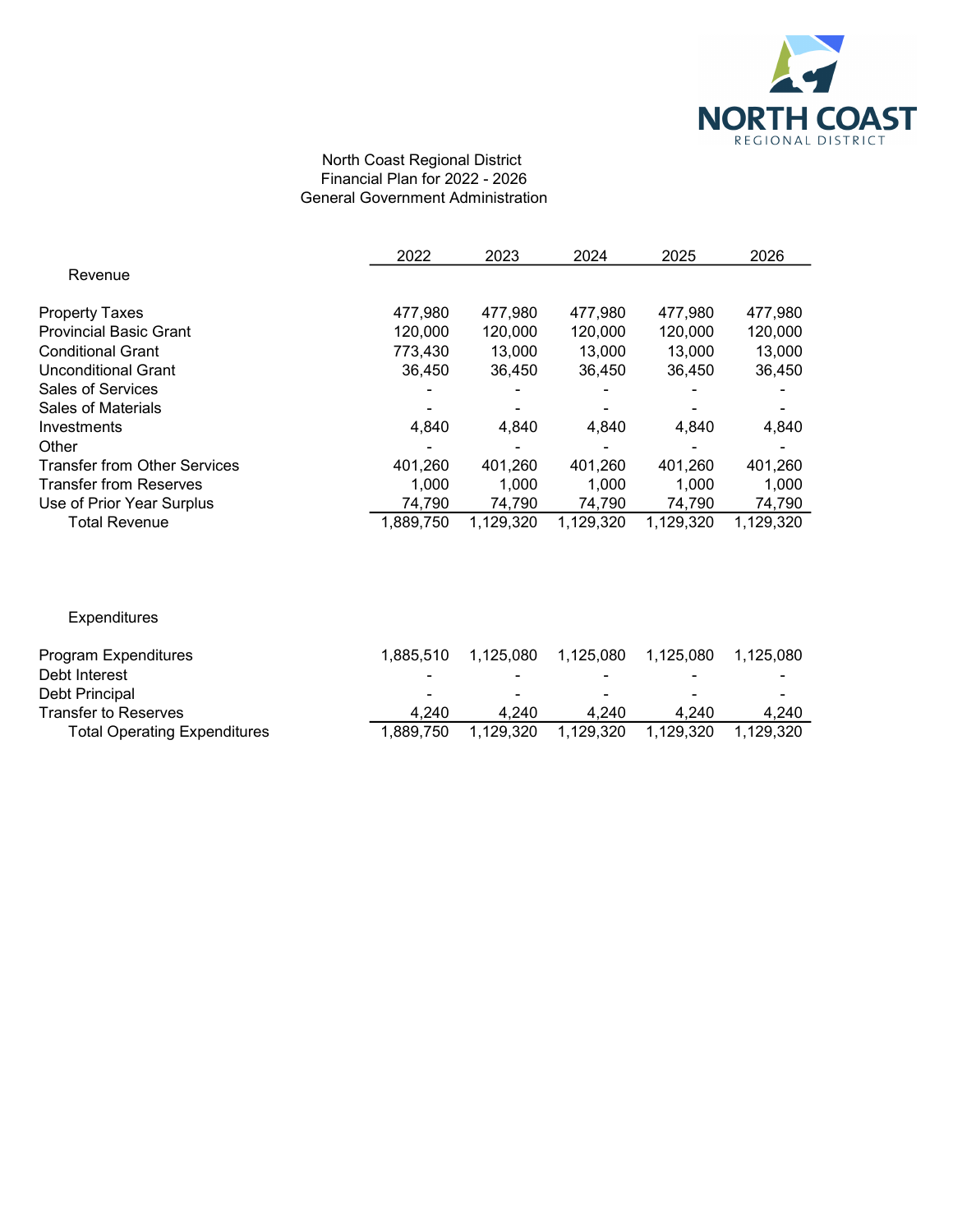North Coast Regional District
Financial Plan for 2022 - 2026
General Government Administration

| | 2022 | 2023 | 2024 | 2025 | 2026 |
|---|---|---|---|---|---|
| **Revenue** | | | | | |
| Property Taxes | 477,980 | 477,980 | 477,980 | 477,980 | 477,980 |
| Provincial Basic Grant | 120,000 | 120,000 | 120,000 | 120,000 | 120,000 |
| Conditional Grant | 773,430 | 13,000 | 13,000 | 13,000 | 13,000 |
| Unconditional Grant | 36,450 | 36,450 | 36,450 | 36,450 | 36,450 |
| Sales of Services | - | - | - | - | - |
| Sales of Materials | - | - | - | - | - |
| Investments | 4,840 | 4,840 | 4,840 | 4,840 | 4,840 |
| Other | - | - | - | - | - |
| Transfer from Other Services | 401,260 | 401,260 | 401,260 | 401,260 | 401,260 |
| Transfer from Reserves | 1,000 | 1,000 | 1,000 | 1,000 | 1,000 |
| Use of Prior Year Surplus | 74,790 | 74,790 | 74,790 | 74,790 | 74,790 |
| Total Revenue | 1,889,750 | 1,129,320 | 1,129,320 | 1,129,320 | 1,129,320 |
| **Expenditures** | | | | | |
| Program Expenditures | 1,885,510 | 1,125,080 | 1,125,080 | 1,125,080 | 1,125,080 |
| Debt Interest | - | - | - | - | - |
| Debt Principal | - | - | - | - | - |
| Transfer to Reserves | 4,240 | 4,240 | 4,240 | 4,240 | 4,240 |
| Total Operating Expenditures | 1,889,750 | 1,129,320 | 1,129,320 | 1,129,320 | 1,129,320 |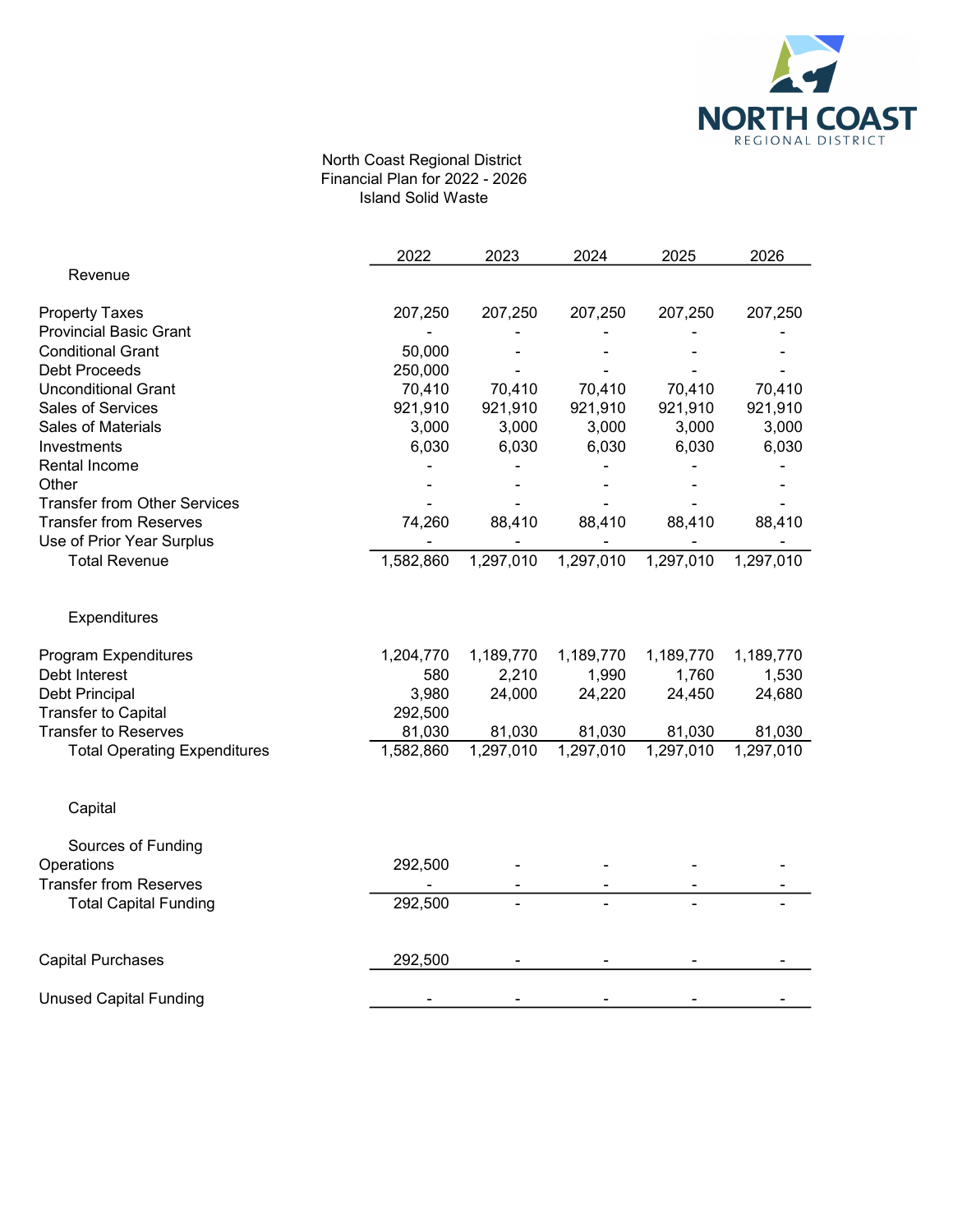North Coast Regional District
Financial Plan for 2022 - 2026
Island Solid Waste

| | 2022 | 2023 | 2024 | 2025 | 2026 |
|---|---|---|---|---|---|
| **Revenue** | | | | | |
| Property Taxes | 207,250 | 207,250 | 207,250 | 207,250 | 207,250 |
| Provincial Basic Grant | - | - | - | - | - |
| Conditional Grant | 50,000 | - | - | - | - |
| Debt Proceeds | 250,000 | - | - | - | - |
| Unconditional Grant | 70,410 | 70,410 | 70,410 | 70,410 | 70,410 |
| Sales of Services | 921,910 | 921,910 | 921,910 | 921,910 | 921,910 |
| Sales of Materials | 3,000 | 3,000 | 3,000 | 3,000 | 3,000 |
| Investments | 6,030 | 6,030 | 6,030 | 6,030 | 6,030 |
| Rental Income | - | - | - | - | - |
| Other | - | - | - | - | - |
| Transfer from Other Services | - | - | - | - | - |
| Transfer from Reserves | 74,260 | 88,410 | 88,410 | 88,410 | 88,410 |
| Use of Prior Year Surplus | - | - | - | - | - |
| Total Revenue | 1,582,860 | 1,297,010 | 1,297,010 | 1,297,010 | 1,297,010 |
| **Expenditures** | | | | | |
| Program Expenditures | 1,204,770 | 1,189,770 | 1,189,770 | 1,189,770 | 1,189,770 |
| Debt Interest | 580 | 2,210 | 1,990 | 1,760 | 1,530 |
| Debt Principal | 3,980 | 24,000 | 24,220 | 24,450 | 24,680 |
| Transfer to Capital | 292,500 | | | | |
| Transfer to Reserves | 81,030 | 81,030 | 81,030 | 81,030 | 81,030 |
| Total Operating Expenditures | 1,582,860 | 1,297,010 | 1,297,010 | 1,297,010 | 1,297,010 |
| **Capital** | | | | | |
| Sources of Funding | | | | | |
| Operations | 292,500 | - | - | - | - |
| Transfer from Reserves | - | - | - | - | - |
| Total Capital Funding | 292,500 | - | - | - | - |
| Capital Purchases | 292,500 | - | - | - | - |
| Unused Capital Funding | - | - | - | - | - |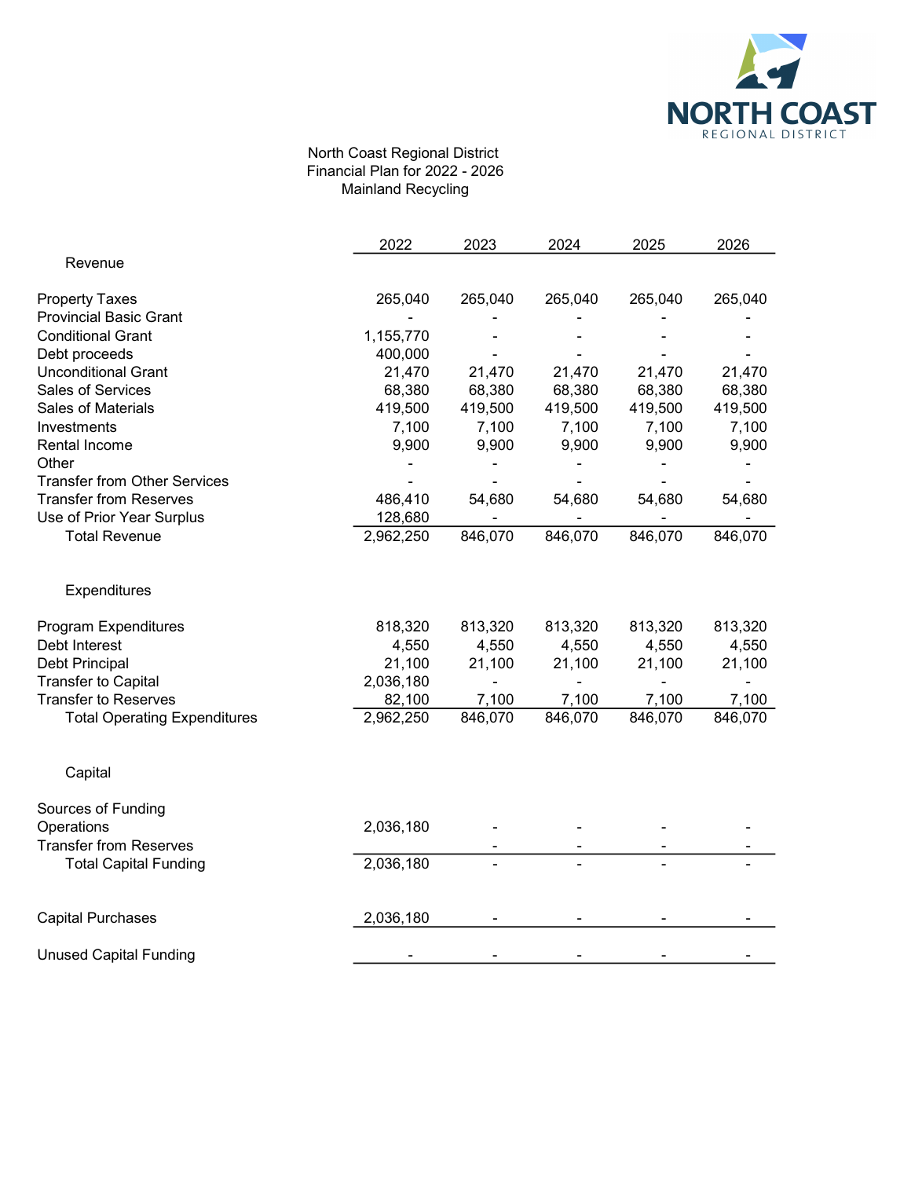North Coast Regional District
Financial Plan for 2022 - 2026
Mainland Recycling

| | 2022 | 2023 | 2024 | 2025 | 2026 |
|---|---|---|---|---|---|
| **Revenue** | | | | | |
| Property Taxes | 265,040 | 265,040 | 265,040 | 265,040 | 265,040 |
| Provincial Basic Grant | - | - | - | - | - |
| Conditional Grant | 1,155,770 | - | - | - | - |
| Debt proceeds | 400,000 | - | - | - | - |
| Unconditional Grant | 21,470 | 21,470 | 21,470 | 21,470 | 21,470 |
| Sales of Services | 68,380 | 68,380 | 68,380 | 68,380 | 68,380 |
| Sales of Materials | 419,500 | 419,500 | 419,500 | 419,500 | 419,500 |
| Investments | 7,100 | 7,100 | 7,100 | 7,100 | 7,100 |
| Rental Income | 9,900 | 9,900 | 9,900 | 9,900 | 9,900 |
| Other | - | - | - | - | - |
| Transfer from Other Services | - | - | - | - | - |
| Transfer from Reserves | 486,410 | 54,680 | 54,680 | 54,680 | 54,680 |
| Use of Prior Year Surplus | 128,680 | - | - | - | - |
| Total Revenue | 2,962,250 | 846,070 | 846,070 | 846,070 | 846,070 |
| **Expenditures** | | | | | |
| Program Expenditures | 818,320 | 813,320 | 813,320 | 813,320 | 813,320 |
| Debt Interest | 4,550 | 4,550 | 4,550 | 4,550 | 4,550 |
| Debt Principal | 21,100 | 21,100 | 21,100 | 21,100 | 21,100 |
| Transfer to Capital | 2,036,180 | - | - | - | - |
| Transfer to Reserves | 82,100 | 7,100 | 7,100 | 7,100 | 7,100 |
| Total Operating Expenditures | 2,962,250 | 846,070 | 846,070 | 846,070 | 846,070 |
| **Capital** | | | | | |
| Sources of Funding | | | | | |
| Operations | 2,036,180 | - | - | - | - |
| Transfer from Reserves | | - | - | - | - |
| Total Capital Funding | 2,036,180 | - | - | - | - |
| Capital Purchases | 2,036,180 | - | - | - | - |
| Unused Capital Funding | - | - | - | - | - |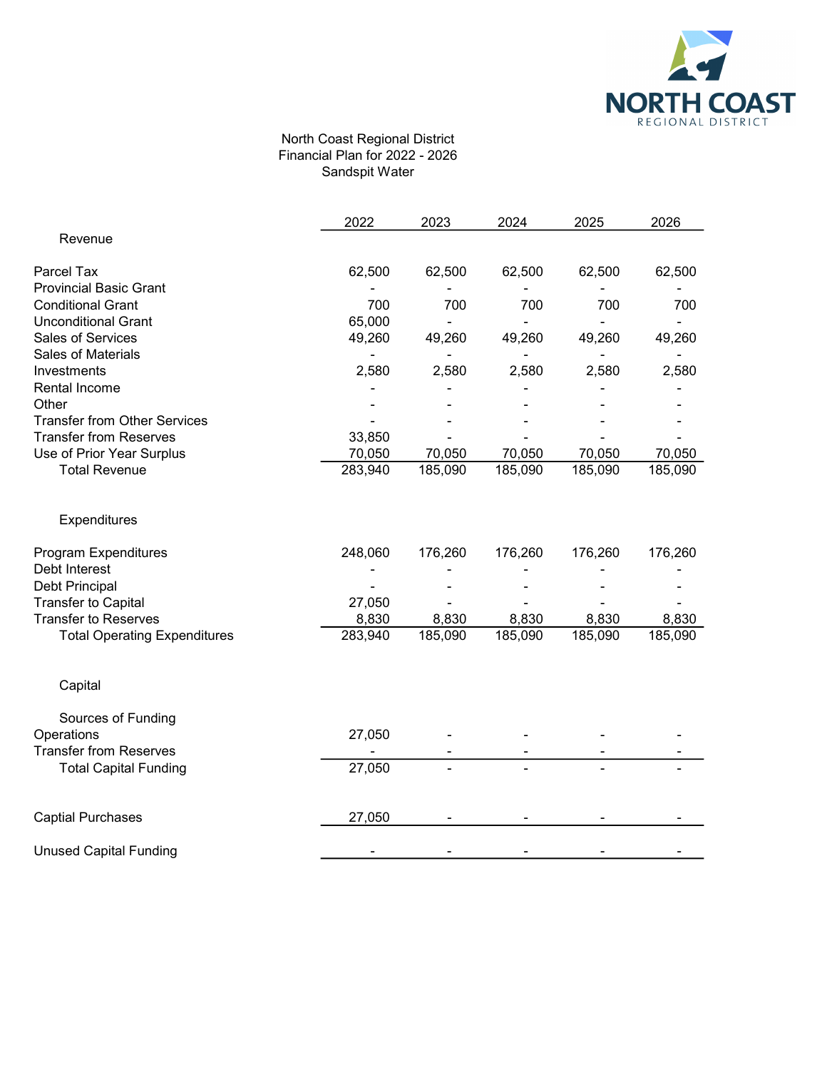North Coast Regional District
Financial Plan for 2022 - 2026
Sandspit Water

| | 2022 | 2023 | 2024 | 2025 | 2026 |
|---|---|---|---|---|---|
| **Revenue** | | | | | |
| Parcel Tax | 62,500 | 62,500 | 62,500 | 62,500 | 62,500 |
| Provincial Basic Grant | - | - | - | - | - |
| Conditional Grant | 700 | 700 | 700 | 700 | 700 |
| Unconditional Grant | 65,000 | - | - | - | - |
| Sales of Services | 49,260 | 49,260 | 49,260 | 49,260 | 49,260 |
| Sales of Materials | - | - | - | - | - |
| Investments | 2,580 | 2,580 | 2,580 | 2,580 | 2,580 |
| Rental Income | - | - | - | - | - |
| Other | - | - | - | - | - |
| Transfer from Other Services | - | - | - | - | - |
| Transfer from Reserves | 33,850 | - | - | - | - |
| Use of Prior Year Surplus | 70,050 | 70,050 | 70,050 | 70,050 | 70,050 |
| Total Revenue | 283,940 | 185,090 | 185,090 | 185,090 | 185,090 |
| **Expenditures** | | | | | |
| Program Expenditures | 248,060 | 176,260 | 176,260 | 176,260 | 176,260 |
| Debt Interest | - | - | - | - | - |
| Debt Principal | - | - | - | - | - |
| Transfer to Capital | 27,050 | - | - | - | - |
| Transfer to Reserves | 8,830 | 8,830 | 8,830 | 8,830 | 8,830 |
| Total Operating Expenditures | 283,940 | 185,090 | 185,090 | 185,090 | 185,090 |
| **Capital** | | | | | |
| Sources of Funding | | | | | |
| Operations | 27,050 | - | - | - | - |
| Transfer from Reserves | - | - | - | - | - |
| Total Capital Funding | 27,050 | - | - | - | - |
| Captial Purchases | 27,050 | - | - | - | - |
| Unused Capital Funding | - | - | - | - | - |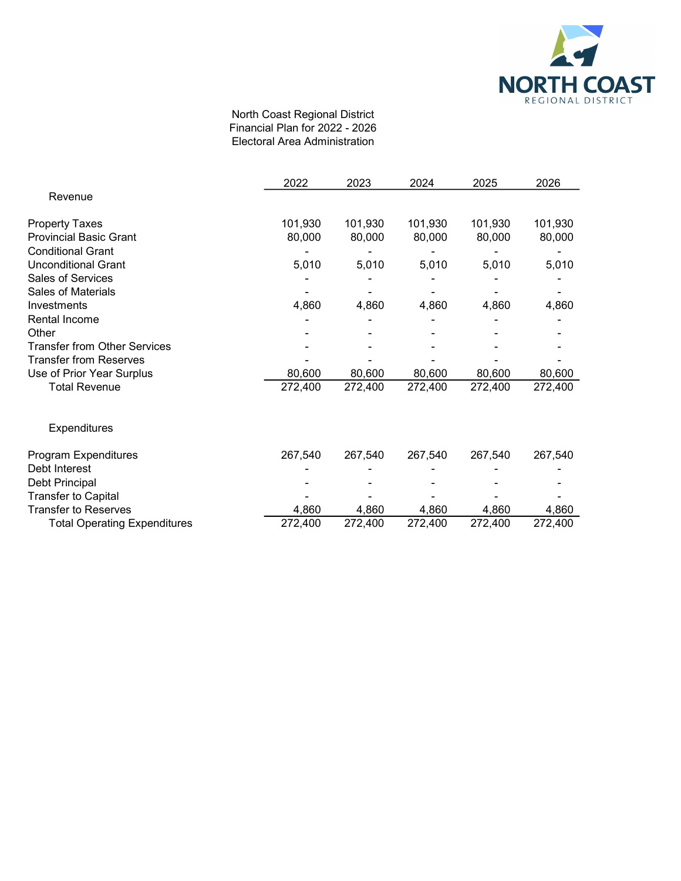NORTH COAST
REGIONAL DISTRICT

North Coast Regional District
Financial Plan for 2022 - 2026
Electoral Area Administration

| | 2022 | 2023 | 2024 | 2025 | 2026 |
|---|---|---|---|---|---|
| **Revenue** | | | | | |
| Property Taxes | 101,930 | 101,930 | 101,930 | 101,930 | 101,930 |
| Provincial Basic Grant | 80,000 | 80,000 | 80,000 | 80,000 | 80,000 |
| Conditional Grant | - | - | - | - | - |
| Unconditional Grant | 5,010 | 5,010 | 5,010 | 5,010 | 5,010 |
| Sales of Services | - | - | - | - | - |
| Sales of Materials | - | - | - | - | - |
| Investments | 4,860 | 4,860 | 4,860 | 4,860 | 4,860 |
| Rental Income | - | - | - | - | - |
| Other | - | - | - | - | - |
| Transfer from Other Services | - | - | - | - | - |
| Transfer from Reserves | - | - | - | - | - |
| Use of Prior Year Surplus | 80,600 | 80,600 | 80,600 | 80,600 | 80,600 |
| Total Revenue | 272,400 | 272,400 | 272,400 | 272,400 | 272,400 |
| **Expenditures** | | | | | |
| Program Expenditures | 267,540 | 267,540 | 267,540 | 267,540 | 267,540 |
| Debt Interest | - | - | - | - | - |
| Debt Principal | - | - | - | - | - |
| Transfer to Capital | - | - | - | - | - |
| Transfer to Reserves | 4,860 | 4,860 | 4,860 | 4,860 | 4,860 |
| Total Operating Expenditures | 272,400 | 272,400 | 272,400 | 272,400 | 272,400 |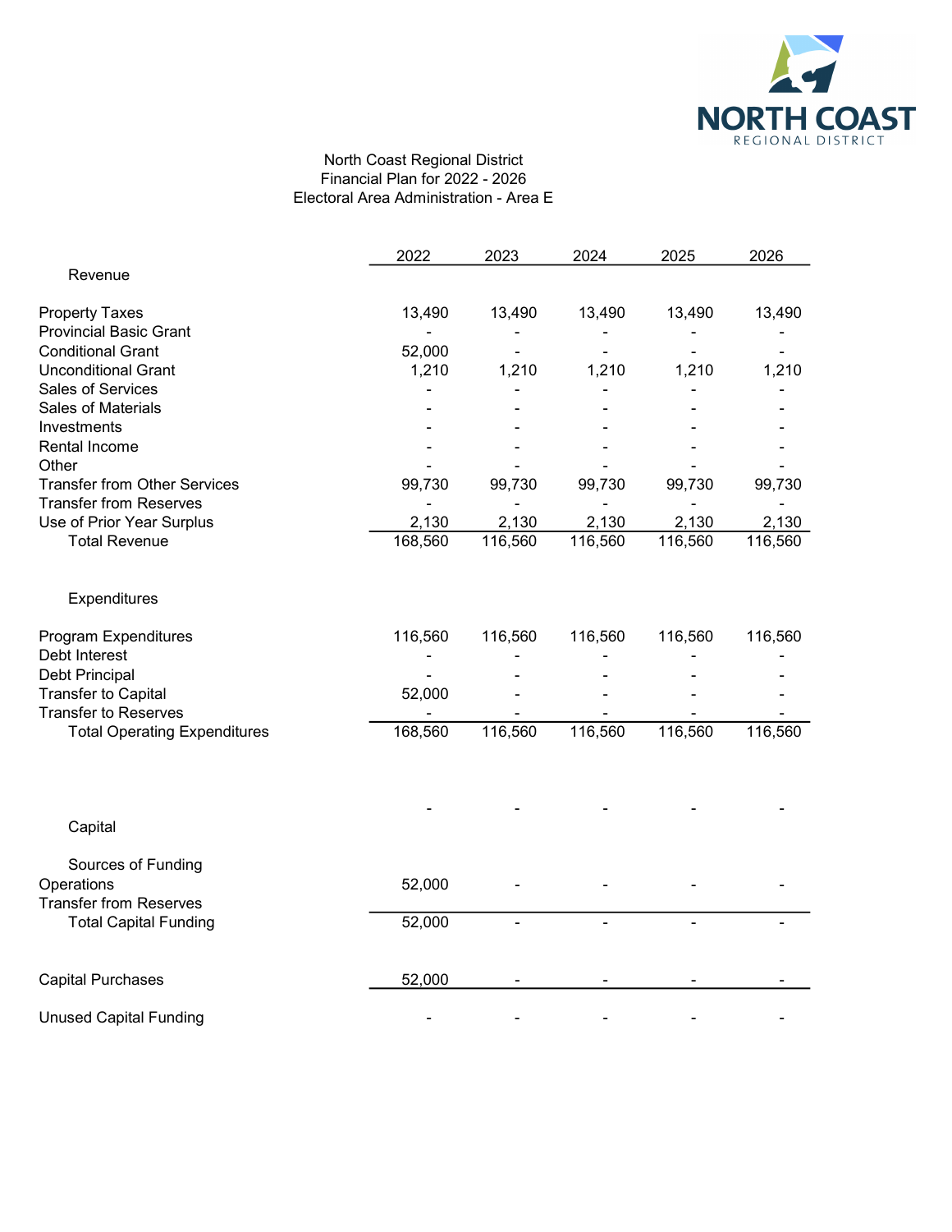North Coast Regional District
Financial Plan for 2022 - 2026
Electoral Area Administration - Area E

| | 2022 | 2023 | 2024 | 2025 | 2026 |
|---|---|---|---|---|---|
| **Revenue** | | | | | |
| Property Taxes | 13,490 | 13,490 | 13,490 | 13,490 | 13,490 |
| Provincial Basic Grant | - | - | - | - | - |
| Conditional Grant | 52,000 | - | - | - | - |
| Unconditional Grant | 1,210 | 1,210 | 1,210 | 1,210 | 1,210 |
| Sales of Services | - | - | - | - | - |
| Sales of Materials | - | - | - | - | - |
| Investments | - | - | - | - | - |
| Rental Income | - | - | - | - | - |
| Other | - | - | - | - | - |
| Transfer from Other Services | 99,730 | 99,730 | 99,730 | 99,730 | 99,730 |
| Transfer from Reserves | - | - | - | - | - |
| Use of Prior Year Surplus | 2,130 | 2,130 | 2,130 | 2,130 | 2,130 |
| Total Revenue | 168,560 | 116,560 | 116,560 | 116,560 | 116,560 |
| **Expenditures** | | | | | |
| Program Expenditures | 116,560 | 116,560 | 116,560 | 116,560 | 116,560 |
| Debt Interest | - | - | - | - | - |
| Debt Principal | - | - | - | - | - |
| Transfer to Capital | 52,000 | - | - | - | - |
| Transfer to Reserves | - | - | - | - | - |
| Total Operating Expenditures | 168,560 | 116,560 | 116,560 | 116,560 | 116,560 |
| | - | - | - | - | - |
| **Capital** | | | | | |
| Sources of Funding | | | | | |
| Operations | 52,000 | - | - | - | - |
| Transfer from Reserves | | | | | |
| Total Capital Funding | 52,000 | - | - | - | - |
| Capital Purchases | 52,000 | - | - | - | - |
| Unused Capital Funding | - | - | - | - | - |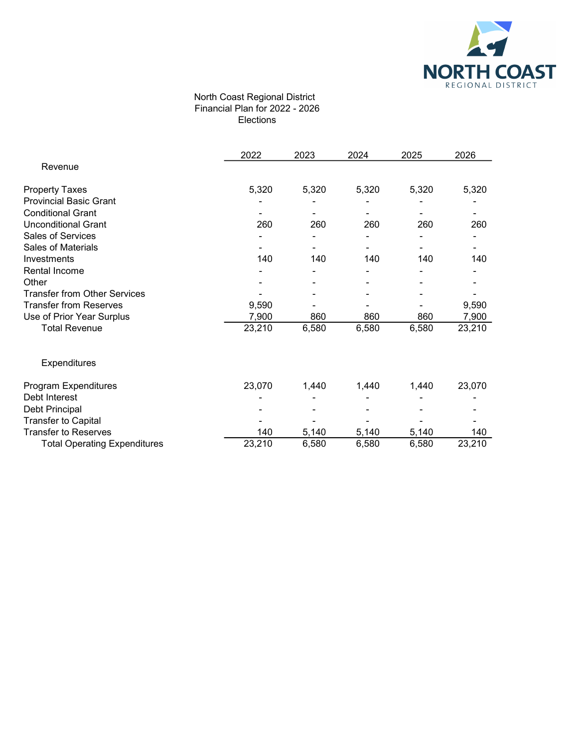North Coast Regional District
Financial Plan for 2022 - 2026
Elections

| | 2022 | 2023 | 2024 | 2025 | 2026 |
|---|---|---|---|---|---|
| **Revenue** | | | | | |
| Property Taxes | 5,320 | 5,320 | 5,320 | 5,320 | 5,320 |
| Provincial Basic Grant | - | - | - | - | - |
| Conditional Grant | - | - | - | - | - |
| Unconditional Grant | 260 | 260 | 260 | 260 | 260 |
| Sales of Services | - | - | - | - | - |
| Sales of Materials | - | - | - | - | - |
| Investments | 140 | 140 | 140 | 140 | 140 |
| Rental Income | - | - | - | - | - |
| Other | - | - | - | - | - |
| Transfer from Other Services | - | - | - | - | - |
| Transfer from Reserves | 9,590 | - | - | - | 9,590 |
| Use of Prior Year Surplus | 7,900 | 860 | 860 | 860 | 7,900 |
| Total Revenue | 23,210 | 6,580 | 6,580 | 6,580 | 23,210 |
| **Expenditures** | | | | | |
| Program Expenditures | 23,070 | 1,440 | 1,440 | 1,440 | 23,070 |
| Debt Interest | - | - | - | - | - |
| Debt Principal | - | - | - | - | - |
| Transfer to Capital | - | - | - | - | - |
| Transfer to Reserves | 140 | 5,140 | 5,140 | 5,140 | 140 |
| Total Operating Expenditures | 23,210 | 6,580 | 6,580 | 6,580 | 23,210 |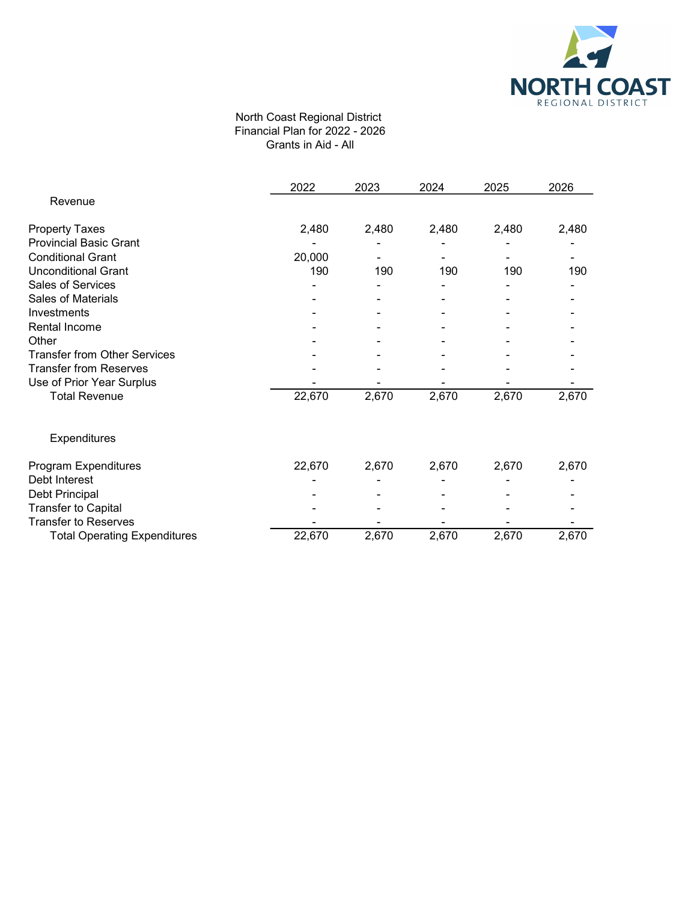North Coast Regional District
Financial Plan for 2022 - 2026
Grants in Aid - All

| | 2022 | 2023 | 2024 | 2025 | 2026 |
|---|---|---|---|---|---|
| **Revenue** | | | | | |
| Property Taxes | 2,480 | 2,480 | 2,480 | 2,480 | 2,480 |
| Provincial Basic Grant | - | - | - | - | - |
| Conditional Grant | 20,000 | - | - | - | - |
| Unconditional Grant | 190 | 190 | 190 | 190 | 190 |
| Sales of Services | - | - | - | - | - |
| Sales of Materials | - | - | - | - | - |
| Investments | - | - | - | - | - |
| Rental Income | - | - | - | - | - |
| Other | - | - | - | - | - |
| Transfer from Other Services | - | - | - | - | - |
| Transfer from Reserves | - | - | - | - | - |
| Use of Prior Year Surplus | - | - | - | - | - |
| Total Revenue | 22,670 | 2,670 | 2,670 | 2,670 | 2,670 |
| **Expenditures** | | | | | |
| Program Expenditures | 22,670 | 2,670 | 2,670 | 2,670 | 2,670 |
| Debt Interest | - | - | - | - | - |
| Debt Principal | - | - | - | - | - |
| Transfer to Capital | - | - | - | - | - |
| Transfer to Reserves | - | - | - | - | - |
| Total Operating Expenditures | 22,670 | 2,670 | 2,670 | 2,670 | 2,670 |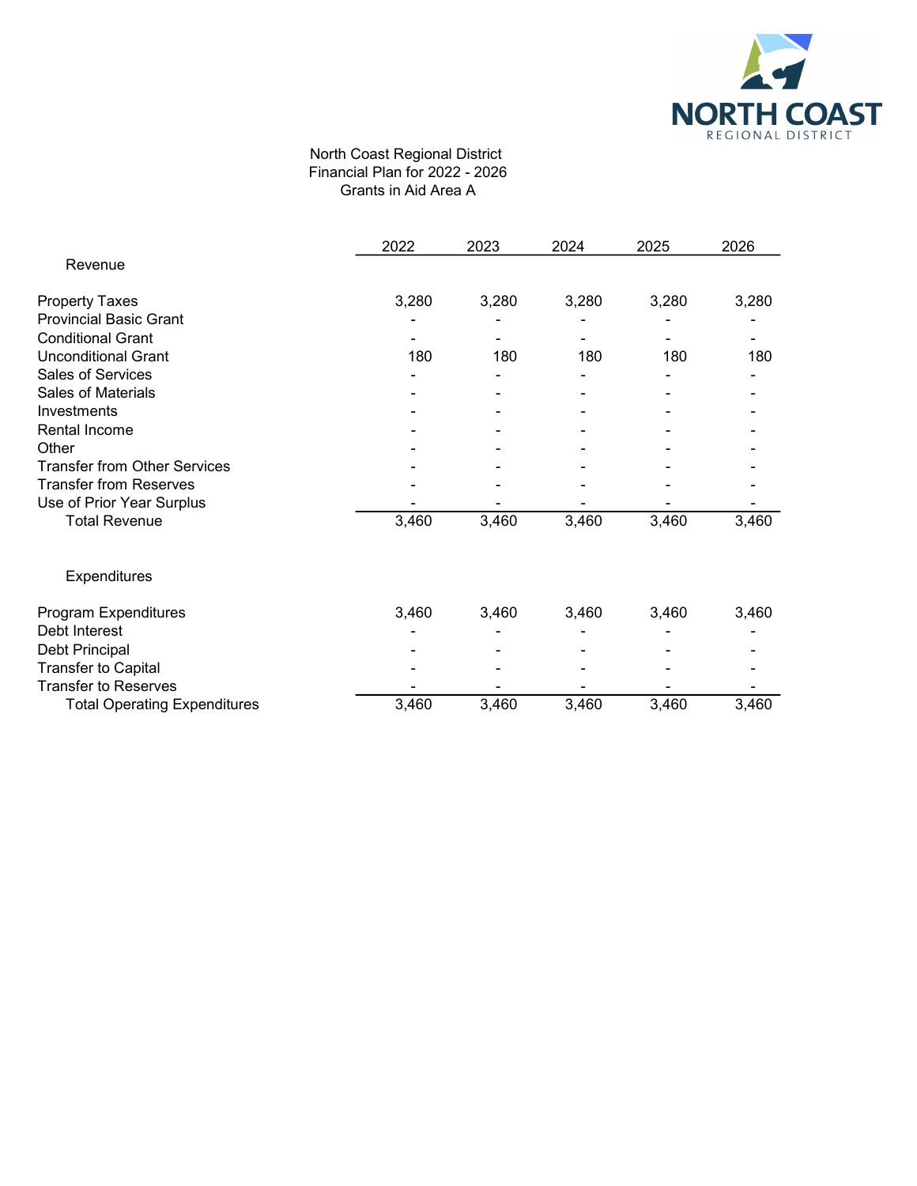North Coast Regional District
Financial Plan for 2022 - 2026
Grants in Aid Area A

| | 2022 | 2023 | 2024 | 2025 | 2026 |
|---|---|---|---|---|---|
| **Revenue** | | | | | |
| Property Taxes | 3,280 | 3,280 | 3,280 | 3,280 | 3,280 |
| Provincial Basic Grant | - | - | - | - | - |
| Conditional Grant | - | - | - | - | - |
| Unconditional Grant | 180 | 180 | 180 | 180 | 180 |
| Sales of Services | - | - | - | - | - |
| Sales of Materials | - | - | - | - | - |
| Investments | - | - | - | - | - |
| Rental Income | - | - | - | - | - |
| Other | - | - | - | - | - |
| Transfer from Other Services | - | - | - | - | - |
| Transfer from Reserves | - | - | - | - | - |
| Use of Prior Year Surplus | - | - | - | - | - |
| Total Revenue | 3,460 | 3,460 | 3,460 | 3,460 | 3,460 |
| **Expenditures** | | | | | |
| Program Expenditures | 3,460 | 3,460 | 3,460 | 3,460 | 3,460 |
| Debt Interest | - | - | - | - | - |
| Debt Principal | - | - | - | - | - |
| Transfer to Capital | - | - | - | - | - |
| Transfer to Reserves | - | - | - | - | - |
| Total Operating Expenditures | 3,460 | 3,460 | 3,460 | 3,460 | 3,460 |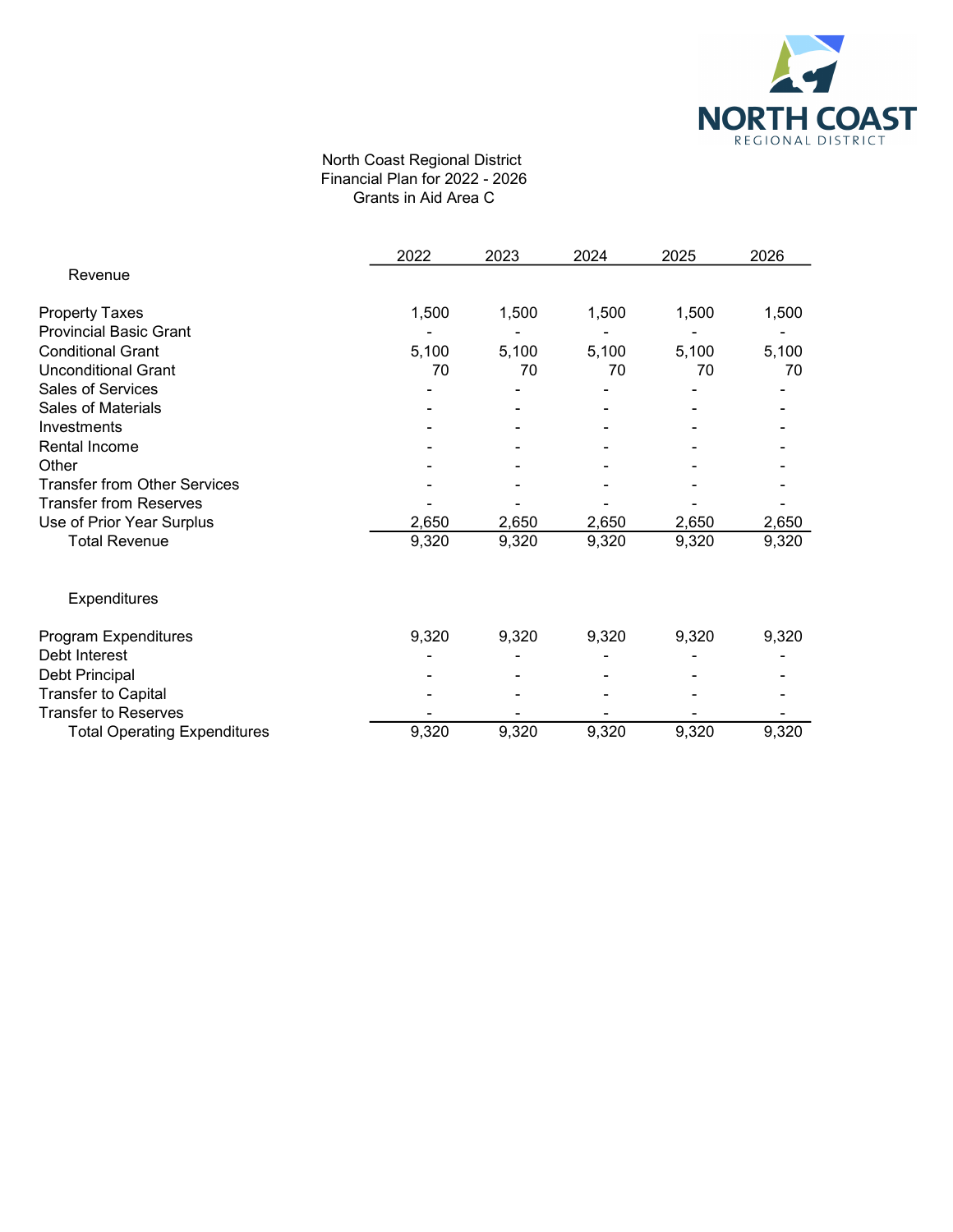North Coast Regional District
Financial Plan for 2022 - 2026
Grants in Aid Area C

| | 2022 | 2023 | 2024 | 2025 | 2026 |
|---|---|---|---|---|---|
| **Revenue** | | | | | |
| Property Taxes | 1,500 | 1,500 | 1,500 | 1,500 | 1,500 |
| Provincial Basic Grant | - | - | - | - | - |
| Conditional Grant | 5,100 | 5,100 | 5,100 | 5,100 | 5,100 |
| Unconditional Grant | 70 | 70 | 70 | 70 | 70 |
| Sales of Services | - | - | - | - | - |
| Sales of Materials | - | - | - | - | - |
| Investments | - | - | - | - | - |
| Rental Income | - | - | - | - | - |
| Other | - | - | - | - | - |
| Transfer from Other Services | - | - | - | - | - |
| Transfer from Reserves | - | - | - | - | - |
| Use of Prior Year Surplus | 2,650 | 2,650 | 2,650 | 2,650 | 2,650 |
| Total Revenue | 9,320 | 9,320 | 9,320 | 9,320 | 9,320 |
| **Expenditures** | | | | | |
| Program Expenditures | 9,320 | 9,320 | 9,320 | 9,320 | 9,320 |
| Debt Interest | - | - | - | - | - |
| Debt Principal | - | - | - | - | - |
| Transfer to Capital | - | - | - | - | - |
| Transfer to Reserves | - | - | - | - | - |
| Total Operating Expenditures | 9,320 | 9,320 | 9,320 | 9,320 | 9,320 |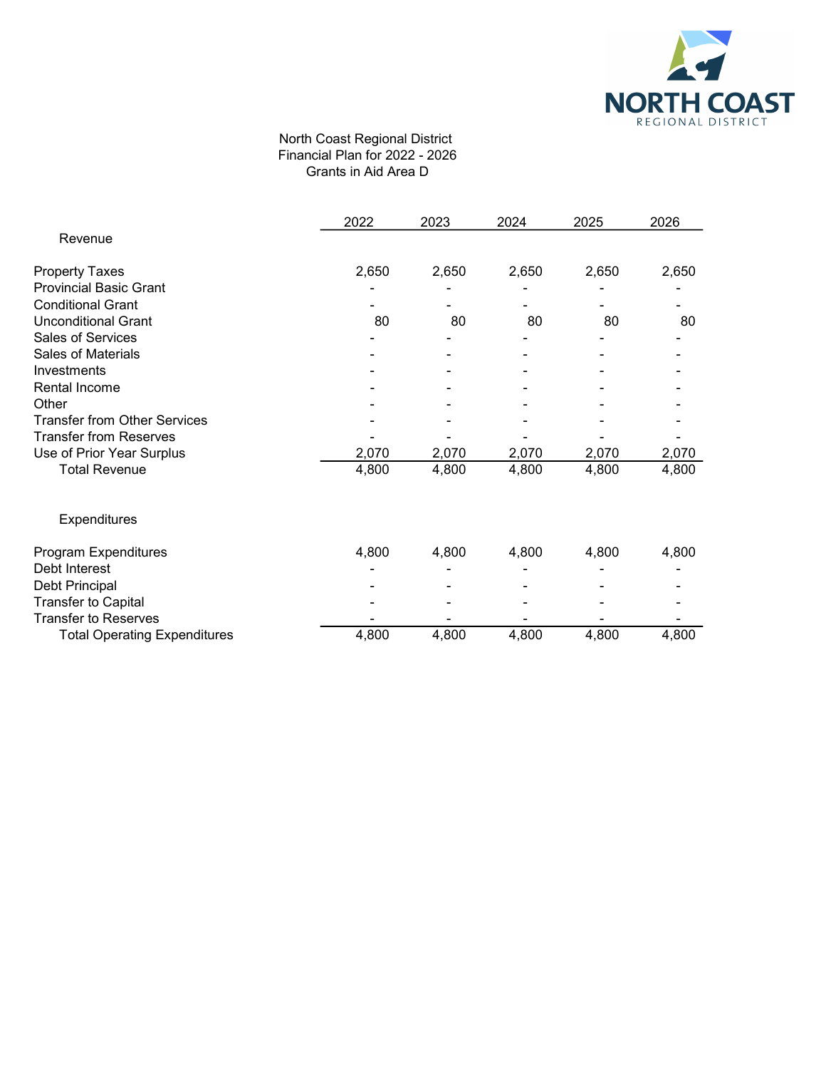North Coast Regional District
Financial Plan for 2022 - 2026
Grants in Aid Area D

| | 2022 | 2023 | 2024 | 2025 | 2026 |
|---|---|---|---|---|---|
| **Revenue** | | | | | |
| Property Taxes | 2,650 | 2,650 | 2,650 | 2,650 | 2,650 |
| Provincial Basic Grant | - | - | - | - | - |
| Conditional Grant | - | - | - | - | - |
| Unconditional Grant | 80 | 80 | 80 | 80 | 80 |
| Sales of Services | - | - | - | - | - |
| Sales of Materials | - | - | - | - | - |
| Investments | - | - | - | - | - |
| Rental Income | - | - | - | - | - |
| Other | - | - | - | - | - |
| Transfer from Other Services | - | - | - | - | - |
| Transfer from Reserves | - | - | - | - | - |
| Use of Prior Year Surplus | 2,070 | 2,070 | 2,070 | 2,070 | 2,070 |
| Total Revenue | 4,800 | 4,800 | 4,800 | 4,800 | 4,800 |
| **Expenditures** | | | | | |
| Program Expenditures | 4,800 | 4,800 | 4,800 | 4,800 | 4,800 |
| Debt Interest | - | - | - | - | - |
| Debt Principal | - | - | - | - | - |
| Transfer to Capital | - | - | - | - | - |
| Transfer to Reserves | - | - | - | - | - |
| Total Operating Expenditures | 4,800 | 4,800 | 4,800 | 4,800 | 4,800 |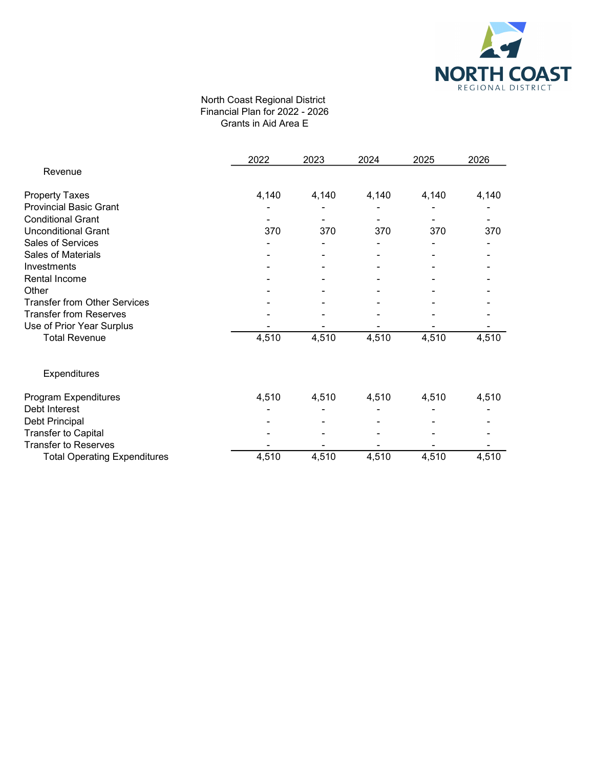North Coast Regional District
Financial Plan for 2022 - 2026
Grants in Aid Area E

| | 2022 | 2023 | 2024 | 2025 | 2026 |
|---|---|---|---|---|---|
| **Revenue** | | | | | |
| Property Taxes | 4,140 | 4,140 | 4,140 | 4,140 | 4,140 |
| Provincial Basic Grant | - | - | - | - | - |
| Conditional Grant | - | - | - | - | - |
| Unconditional Grant | 370 | 370 | 370 | 370 | 370 |
| Sales of Services | - | - | - | - | - |
| Sales of Materials | - | - | - | - | - |
| Investments | - | - | - | - | - |
| Rental Income | - | - | - | - | - |
| Other | - | - | - | - | - |
| Transfer from Other Services | - | - | - | - | - |
| Transfer from Reserves | - | - | - | - | - |
| Use of Prior Year Surplus | - | - | - | - | - |
| Total Revenue | 4,510 | 4,510 | 4,510 | 4,510 | 4,510 |
| **Expenditures** | | | | | |
| Program Expenditures | 4,510 | 4,510 | 4,510 | 4,510 | 4,510 |
| Debt Interest | - | - | - | - | - |
| Debt Principal | - | - | - | - | - |
| Transfer to Capital | - | - | - | - | - |
| Transfer to Reserves | - | - | - | - | - |
| Total Operating Expenditures | 4,510 | 4,510 | 4,510 | 4,510 | 4,510 |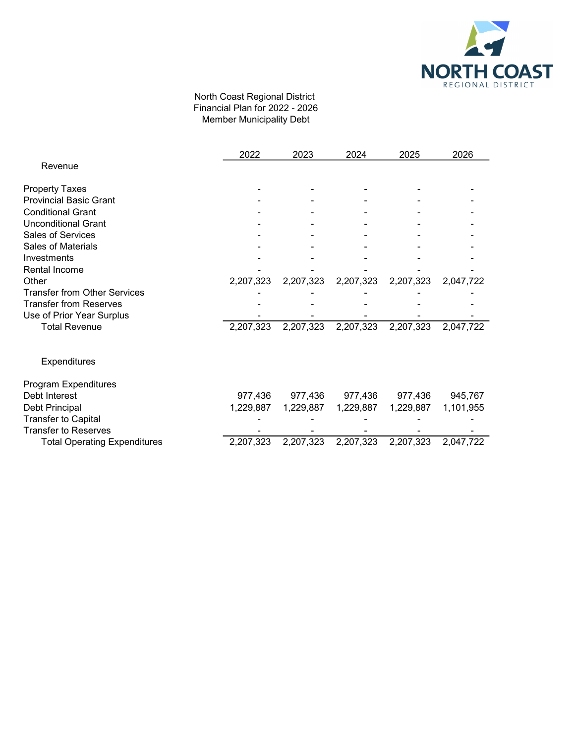North Coast Regional District
Financial Plan for 2022 - 2026
Member Municipality Debt

| | 2022 | 2023 | 2024 | 2025 | 2026 |
|---|---|---|---|---|---|
| **Revenue** | | | | | |
| Property Taxes | - | - | - | - | - |
| Provincial Basic Grant | - | - | - | - | - |
| Conditional Grant | - | - | - | - | - |
| Unconditional Grant | - | - | - | - | - |
| Sales of Services | - | - | - | - | - |
| Sales of Materials | - | - | - | - | - |
| Investments | - | - | - | - | - |
| Rental Income | - | - | - | - | - |
| Other | 2,207,323 | 2,207,323 | 2,207,323 | 2,207,323 | 2,047,722 |
| Transfer from Other Services | - | - | - | - | - |
| Transfer from Reserves | - | - | - | - | - |
| Use of Prior Year Surplus | - | - | - | - | - |
| Total Revenue | 2,207,323 | 2,207,323 | 2,207,323 | 2,207,323 | 2,047,722 |
| **Expenditures** | | | | | |
| Program Expenditures | | | | | |
| Debt Interest | 977,436 | 977,436 | 977,436 | 977,436 | 945,767 |
| Debt Principal | 1,229,887 | 1,229,887 | 1,229,887 | 1,229,887 | 1,101,955 |
| Transfer to Capital | - | - | - | - | - |
| Transfer to Reserves | - | - | - | - | - |
| Total Operating Expenditures | 2,207,323 | 2,207,323 | 2,207,323 | 2,207,323 | 2,047,722 |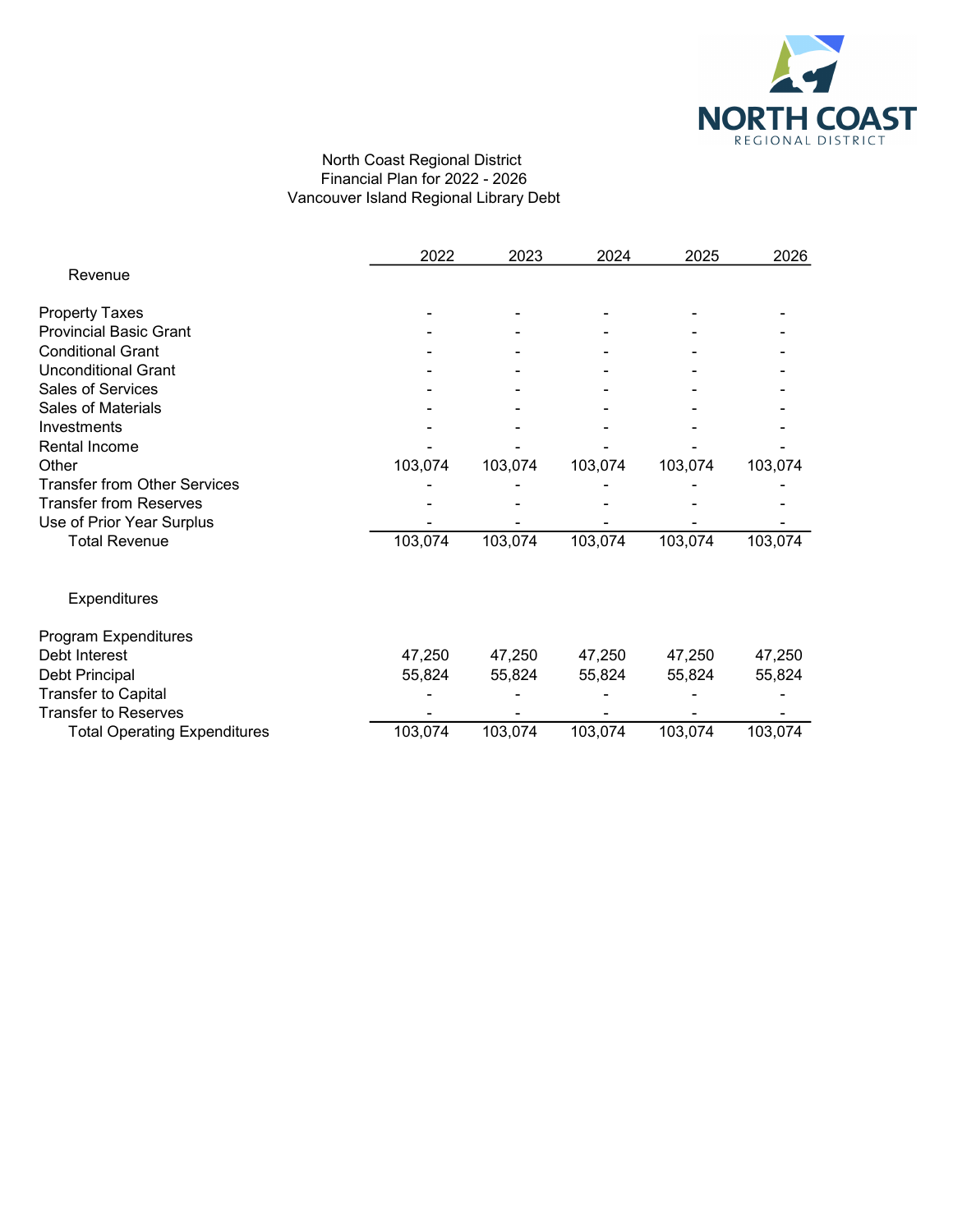North Coast Regional District
Financial Plan for 2022 - 2026
Vancouver Island Regional Library Debt

| | 2022 | 2023 | 2024 | 2025 | 2026 |
|---|---|---|---|---|---|
| **Revenue** | | | | | |
| Property Taxes | - | - | - | - | - |
| Provincial Basic Grant | - | - | - | - | - |
| Conditional Grant | - | - | - | - | - |
| Unconditional Grant | - | - | - | - | - |
| Sales of Services | - | - | - | - | - |
| Sales of Materials | - | - | - | - | - |
| Investments | - | - | - | - | - |
| Rental Income | - | - | - | - | - |
| Other | 103,074 | 103,074 | 103,074 | 103,074 | 103,074 |
| Transfer from Other Services | - | - | - | - | - |
| Transfer from Reserves | - | - | - | - | - |
| Use of Prior Year Surplus | - | - | - | - | - |
| Total Revenue | 103,074 | 103,074 | 103,074 | 103,074 | 103,074 |
| **Expenditures** | | | | | |
| Program Expenditures | | | | | |
| Debt Interest | 47,250 | 47,250 | 47,250 | 47,250 | 47,250 |
| Debt Principal | 55,824 | 55,824 | 55,824 | 55,824 | 55,824 |
| Transfer to Capital | - | - | - | - | - |
| Transfer to Reserves | - | - | - | - | - |
| Total Operating Expenditures | 103,074 | 103,074 | 103,074 | 103,074 | 103,074 |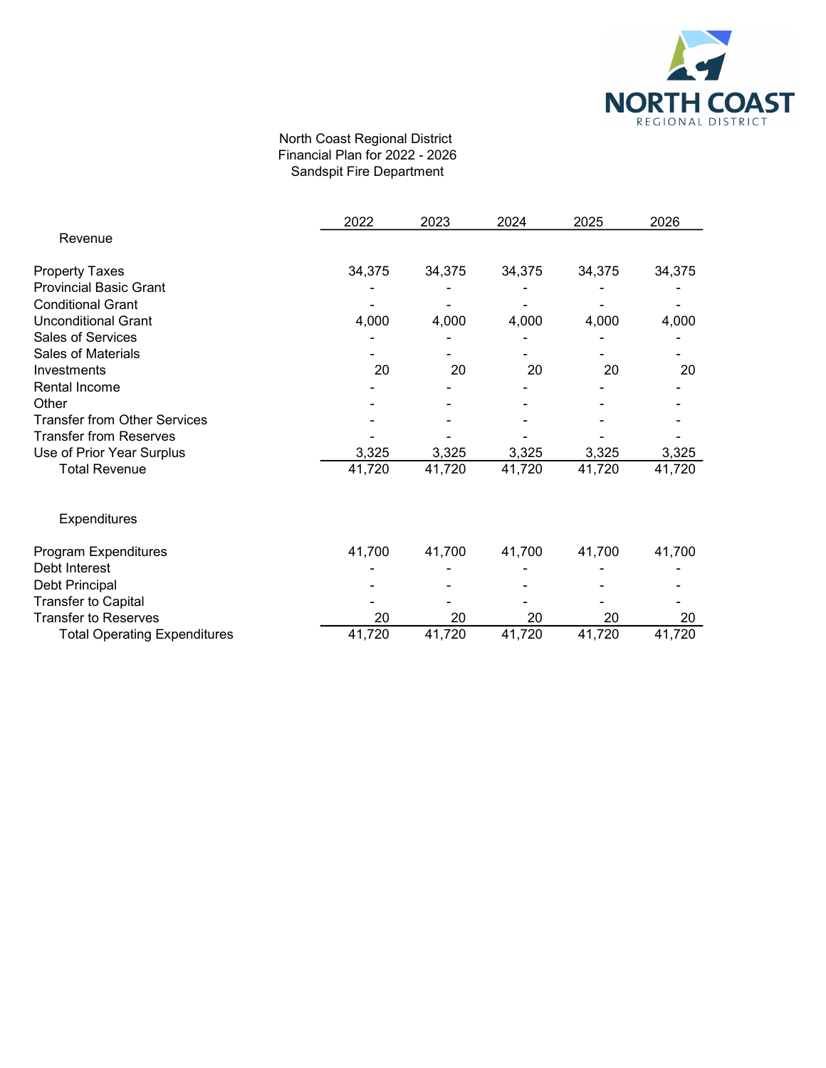North Coast Regional District
Financial Plan for 2022 - 2026
Sandspit Fire Department

| | 2022 | 2023 | 2024 | 2025 | 2026 |
|---|---|---|---|---|---|
| **Revenue** | | | | | |
| Property Taxes | 34,375 | 34,375 | 34,375 | 34,375 | 34,375 |
| Provincial Basic Grant | - | - | - | - | - |
| Conditional Grant | - | - | - | - | - |
| Unconditional Grant | 4,000 | 4,000 | 4,000 | 4,000 | 4,000 |
| Sales of Services | - | - | - | - | - |
| Sales of Materials | - | - | - | - | - |
| Investments | 20 | 20 | 20 | 20 | 20 |
| Rental Income | - | - | - | - | - |
| Other | - | - | - | - | - |
| Transfer from Other Services | - | - | - | - | - |
| Transfer from Reserves | - | - | - | - | - |
| Use of Prior Year Surplus | 3,325 | 3,325 | 3,325 | 3,325 | 3,325 |
| Total Revenue | 41,720 | 41,720 | 41,720 | 41,720 | 41,720 |
| **Expenditures** | | | | | |
| Program Expenditures | 41,700 | 41,700 | 41,700 | 41,700 | 41,700 |
| Debt Interest | - | - | - | - | - |
| Debt Principal | - | - | - | - | - |
| Transfer to Capital | - | - | - | - | - |
| Transfer to Reserves | 20 | 20 | 20 | 20 | 20 |
| Total Operating Expenditures | 41,720 | 41,720 | 41,720 | 41,720 | 41,720 |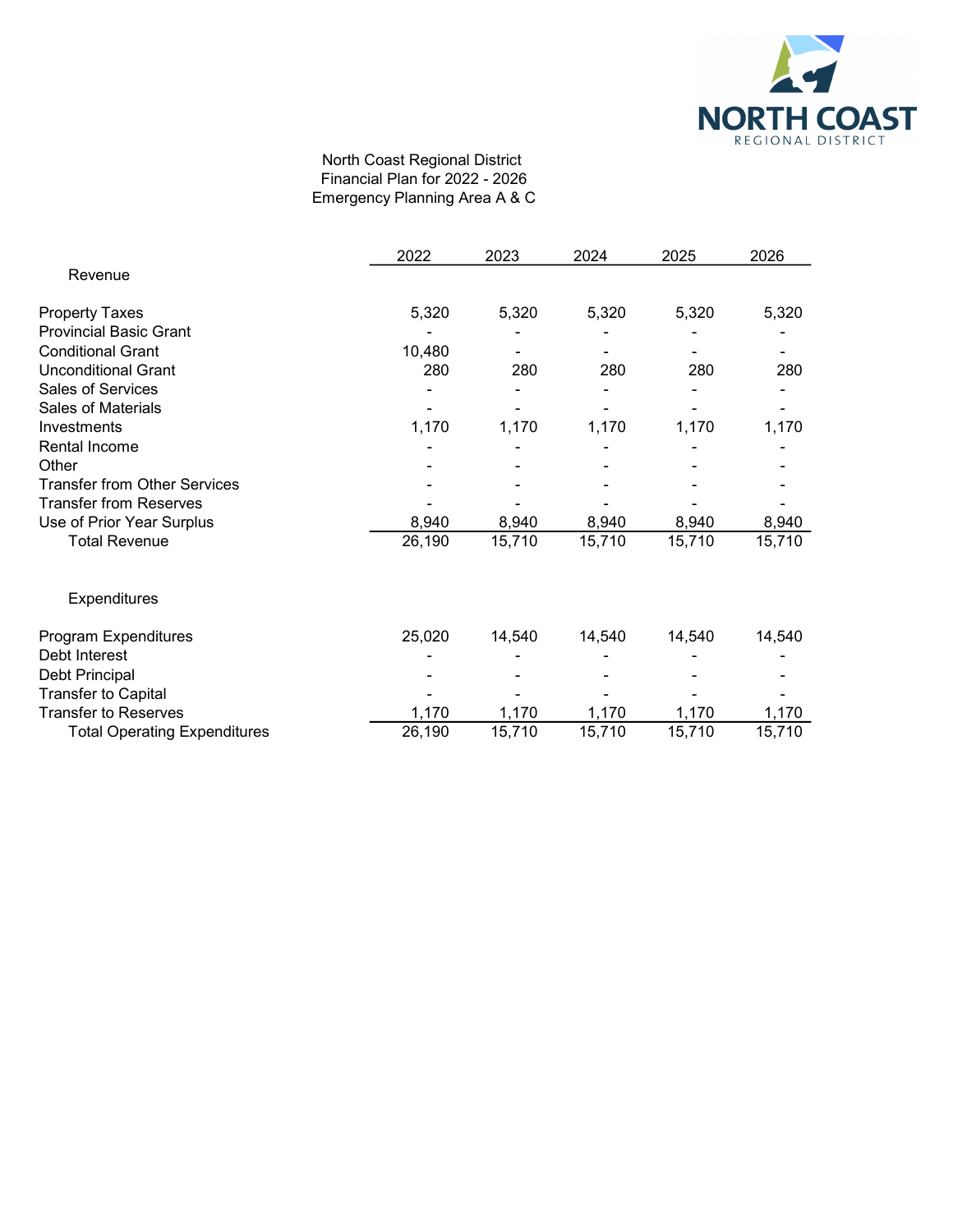North Coast Regional District
Financial Plan for 2022 - 2026
Emergency Planning Area A & C

| | 2022 | 2023 | 2024 | 2025 | 2026 |
|---|---|---|---|---|---|
| **Revenue** | | | | | |
| Property Taxes | 5,320 | 5,320 | 5,320 | 5,320 | 5,320 |
| Provincial Basic Grant | - | - | - | - | - |
| Conditional Grant | 10,480 | - | - | - | - |
| Unconditional Grant | 280 | 280 | 280 | 280 | 280 |
| Sales of Services | - | - | - | - | - |
| Sales of Materials | - | - | - | - | - |
| Investments | 1,170 | 1,170 | 1,170 | 1,170 | 1,170 |
| Rental Income | - | - | - | - | - |
| Other | - | - | - | - | - |
| Transfer from Other Services | - | - | - | - | - |
| Transfer from Reserves | - | - | - | - | - |
| Use of Prior Year Surplus | 8,940 | 8,940 | 8,940 | 8,940 | 8,940 |
| Total Revenue | 26,190 | 15,710 | 15,710 | 15,710 | 15,710 |
| **Expenditures** | | | | | |
| Program Expenditures | 25,020 | 14,540 | 14,540 | 14,540 | 14,540 |
| Debt Interest | - | - | - | - | - |
| Debt Principal | - | - | - | - | - |
| Transfer to Capital | - | - | - | - | - |
| Transfer to Reserves | 1,170 | 1,170 | 1,170 | 1,170 | 1,170 |
| Total Operating Expenditures | 26,190 | 15,710 | 15,710 | 15,710 | 15,710 |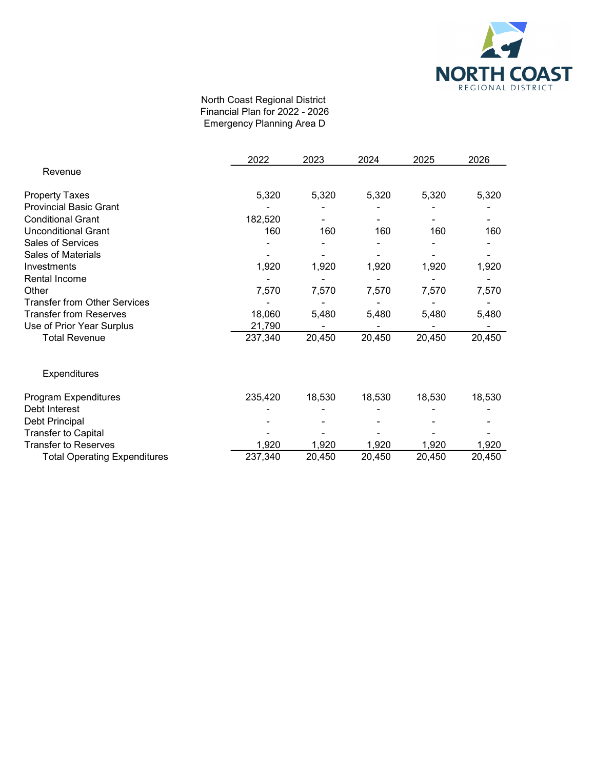North Coast Regional District
Financial Plan for 2022 - 2026
Emergency Planning Area D

| | 2022 | 2023 | 2024 | 2025 | 2026 |
|---|---|---|---|---|---|
| **Revenue** | | | | | |
| Property Taxes | 5,320 | 5,320 | 5,320 | 5,320 | 5,320 |
| Provincial Basic Grant | - | - | - | - | - |
| Conditional Grant | 182,520 | - | - | - | - |
| Unconditional Grant | 160 | 160 | 160 | 160 | 160 |
| Sales of Services | - | - | - | - | - |
| Sales of Materials | - | - | - | - | - |
| Investments | 1,920 | 1,920 | 1,920 | 1,920 | 1,920 |
| Rental Income | - | - | - | - | - |
| Other | 7,570 | 7,570 | 7,570 | 7,570 | 7,570 |
| Transfer from Other Services | - | - | - | - | - |
| Transfer from Reserves | 18,060 | 5,480 | 5,480 | 5,480 | 5,480 |
| Use of Prior Year Surplus | 21,790 | - | - | - | - |
| Total Revenue | 237,340 | 20,450 | 20,450 | 20,450 | 20,450 |
| **Expenditures** | | | | | |
| Program Expenditures | 235,420 | 18,530 | 18,530 | 18,530 | 18,530 |
| Debt Interest | - | - | - | - | - |
| Debt Principal | - | - | - | - | - |
| Transfer to Capital | - | - | - | - | - |
| Transfer to Reserves | 1,920 | 1,920 | 1,920 | 1,920 | 1,920 |
| Total Operating Expenditures | 237,340 | 20,450 | 20,450 | 20,450 | 20,450 |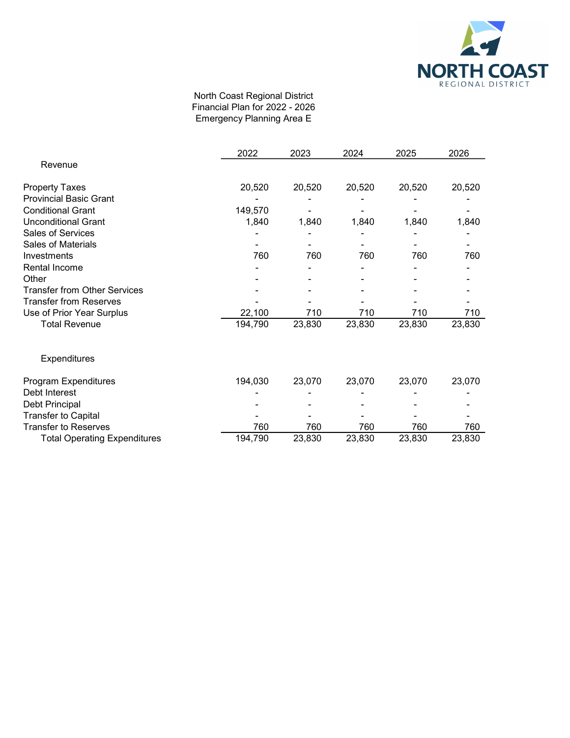North Coast Regional District
Financial Plan for 2022 - 2026
Emergency Planning Area E

| | 2022 | 2023 | 2024 | 2025 | 2026 |
|---|---|---|---|---|---|
| **Revenue** | | | | | |
| Property Taxes | 20,520 | 20,520 | 20,520 | 20,520 | 20,520 |
| Provincial Basic Grant | - | - | - | - | - |
| Conditional Grant | 149,570 | - | - | - | - |
| Unconditional Grant | 1,840 | 1,840 | 1,840 | 1,840 | 1,840 |
| Sales of Services | - | - | - | - | - |
| Sales of Materials | - | - | - | - | - |
| Investments | 760 | 760 | 760 | 760 | 760 |
| Rental Income | - | - | - | - | - |
| Other | - | - | - | - | - |
| Transfer from Other Services | - | - | - | - | - |
| Transfer from Reserves | - | - | - | - | - |
| Use of Prior Year Surplus | 22,100 | 710 | 710 | 710 | 710 |
| Total Revenue | 194,790 | 23,830 | 23,830 | 23,830 | 23,830 |
| **Expenditures** | | | | | |
| Program Expenditures | 194,030 | 23,070 | 23,070 | 23,070 | 23,070 |
| Debt Interest | - | - | - | - | - |
| Debt Principal | - | - | - | - | - |
| Transfer to Capital | - | - | - | - | - |
| Transfer to Reserves | 760 | 760 | 760 | 760 | 760 |
| Total Operating Expenditures | 194,790 | 23,830 | 23,830 | 23,830 | 23,830 |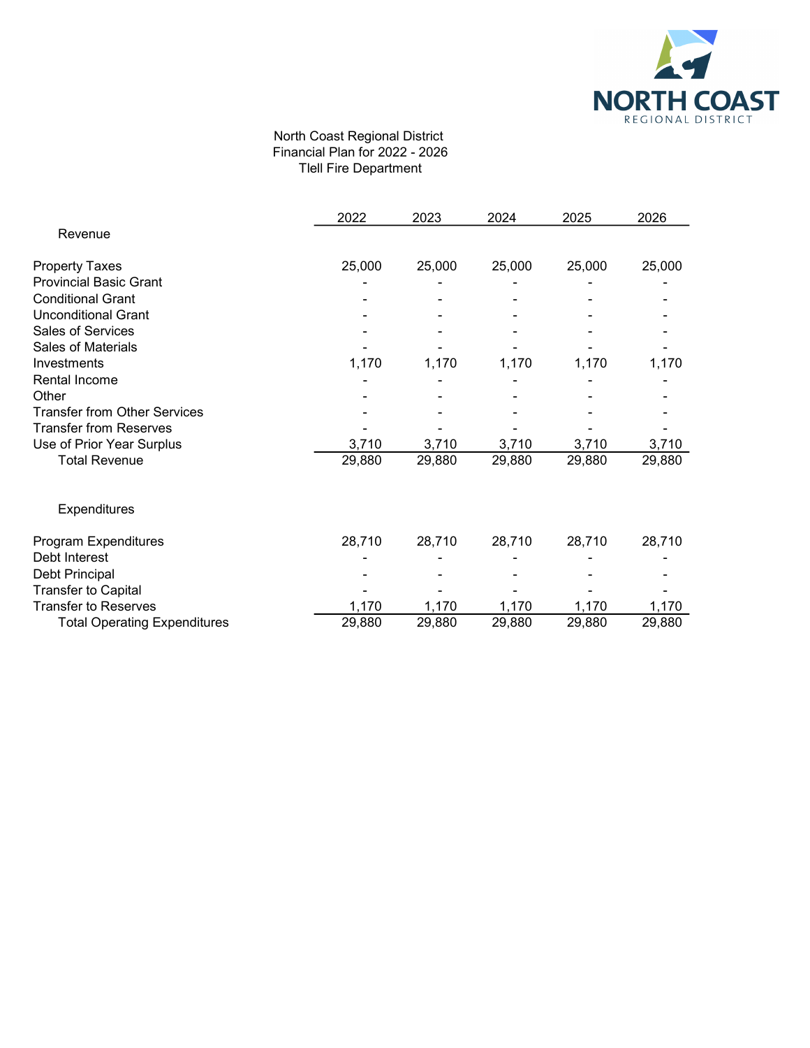North Coast Regional District
Financial Plan for 2022 - 2026
Tlell Fire Department

| | 2022 | 2023 | 2024 | 2025 | 2026 |
|---|---|---|---|---|---|
| **Revenue** | | | | | |
| Property Taxes | 25,000 | 25,000 | 25,000 | 25,000 | 25,000 |
| Provincial Basic Grant | - | - | - | - | - |
| Conditional Grant | - | - | - | - | - |
| Unconditional Grant | - | - | - | - | - |
| Sales of Services | - | - | - | - | - |
| Sales of Materials | - | - | - | - | - |
| Investments | 1,170 | 1,170 | 1,170 | 1,170 | 1,170 |
| Rental Income | - | - | - | - | - |
| Other | - | - | - | - | - |
| Transfer from Other Services | - | - | - | - | - |
| Transfer from Reserves | - | - | - | - | - |
| Use of Prior Year Surplus | 3,710 | 3,710 | 3,710 | 3,710 | 3,710 |
| Total Revenue | 29,880 | 29,880 | 29,880 | 29,880 | 29,880 |
| **Expenditures** | | | | | |
| Program Expenditures | 28,710 | 28,710 | 28,710 | 28,710 | 28,710 |
| Debt Interest | - | - | - | - | - |
| Debt Principal | - | - | - | - | - |
| Transfer to Capital | - | - | - | - | - |
| Transfer to Reserves | 1,170 | 1,170 | 1,170 | 1,170 | 1,170 |
| Total Operating Expenditures | 29,880 | 29,880 | 29,880 | 29,880 | 29,880 |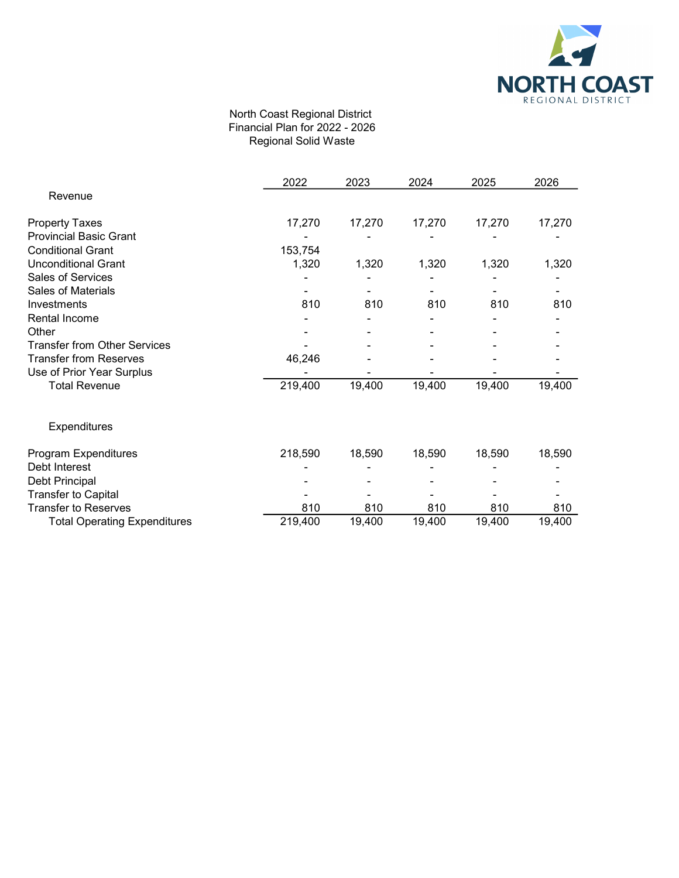North Coast Regional District
Financial Plan for 2022 - 2026
Regional Solid Waste

| | 2022 | 2023 | 2024 | 2025 | 2026 |
|---|---|---|---|---|---|
| **Revenue** | | | | | |
| Property Taxes | 17,270 | 17,270 | 17,270 | 17,270 | 17,270 |
| Provincial Basic Grant | - | - | - | - | - |
| Conditional Grant | 153,754 | | | | |
| Unconditional Grant | 1,320 | 1,320 | 1,320 | 1,320 | 1,320 |
| Sales of Services | - | - | - | - | - |
| Sales of Materials | - | - | - | - | - |
| Investments | 810 | 810 | 810 | 810 | 810 |
| Rental Income | - | - | - | - | - |
| Other | - | - | - | - | - |
| Transfer from Other Services | - | - | - | - | - |
| Transfer from Reserves | 46,246 | - | - | - | - |
| Use of Prior Year Surplus | - | - | - | - | - |
| Total Revenue | 219,400 | 19,400 | 19,400 | 19,400 | 19,400 |
| **Expenditures** | | | | | |
| Program Expenditures | 218,590 | 18,590 | 18,590 | 18,590 | 18,590 |
| Debt Interest | - | - | - | - | - |
| Debt Principal | - | - | - | - | - |
| Transfer to Capital | - | - | - | - | - |
| Transfer to Reserves | 810 | 810 | 810 | 810 | 810 |
| Total Operating Expenditures | 219,400 | 19,400 | 19,400 | 19,400 | 19,400 |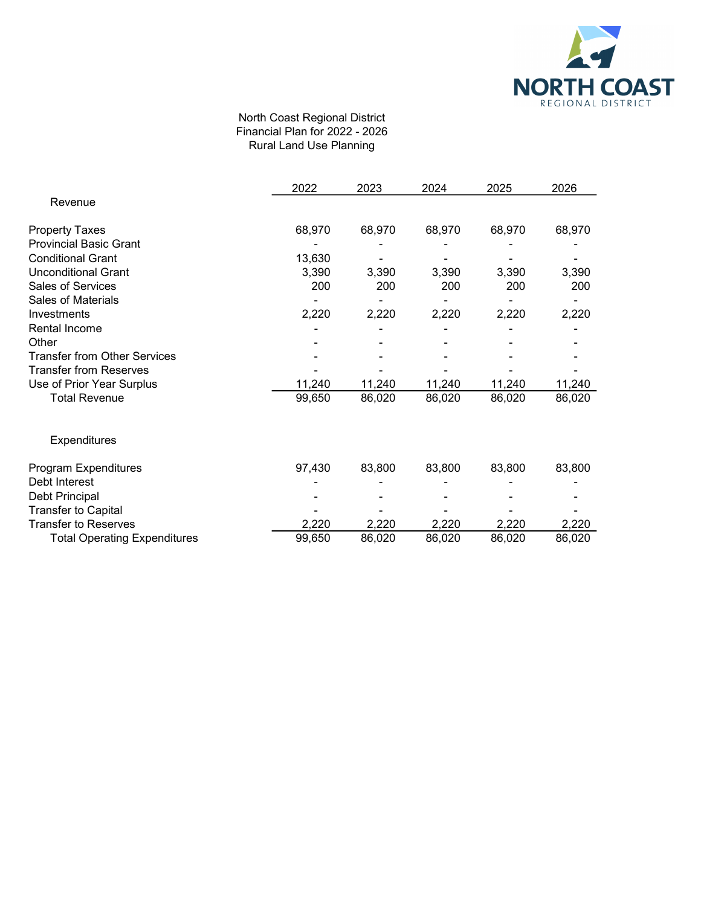North Coast Regional District
Financial Plan for 2022 - 2026
Rural Land Use Planning

| | 2022 | 2023 | 2024 | 2025 | 2026 |
|---|---|---|---|---|---|
| **Revenue** | | | | | |
| Property Taxes | 68,970 | 68,970 | 68,970 | 68,970 | 68,970 |
| Provincial Basic Grant | - | - | - | - | - |
| Conditional Grant | 13,630 | - | - | - | - |
| Unconditional Grant | 3,390 | 3,390 | 3,390 | 3,390 | 3,390 |
| Sales of Services | 200 | 200 | 200 | 200 | 200 |
| Sales of Materials | - | - | - | - | - |
| Investments | 2,220 | 2,220 | 2,220 | 2,220 | 2,220 |
| Rental Income | - | - | - | - | - |
| Other | - | - | - | - | - |
| Transfer from Other Services | - | - | - | - | - |
| Transfer from Reserves | - | - | - | - | - |
| Use of Prior Year Surplus | 11,240 | 11,240 | 11,240 | 11,240 | 11,240 |
| Total Revenue | 99,650 | 86,020 | 86,020 | 86,020 | 86,020 |
| **Expenditures** | | | | | |
| Program Expenditures | 97,430 | 83,800 | 83,800 | 83,800 | 83,800 |
| Debt Interest | - | - | - | - | - |
| Debt Principal | - | - | - | - | - |
| Transfer to Capital | - | - | - | - | - |
| Transfer to Reserves | 2,220 | 2,220 | 2,220 | 2,220 | 2,220 |
| Total Operating Expenditures | 99,650 | 86,020 | 86,020 | 86,020 | 86,020 |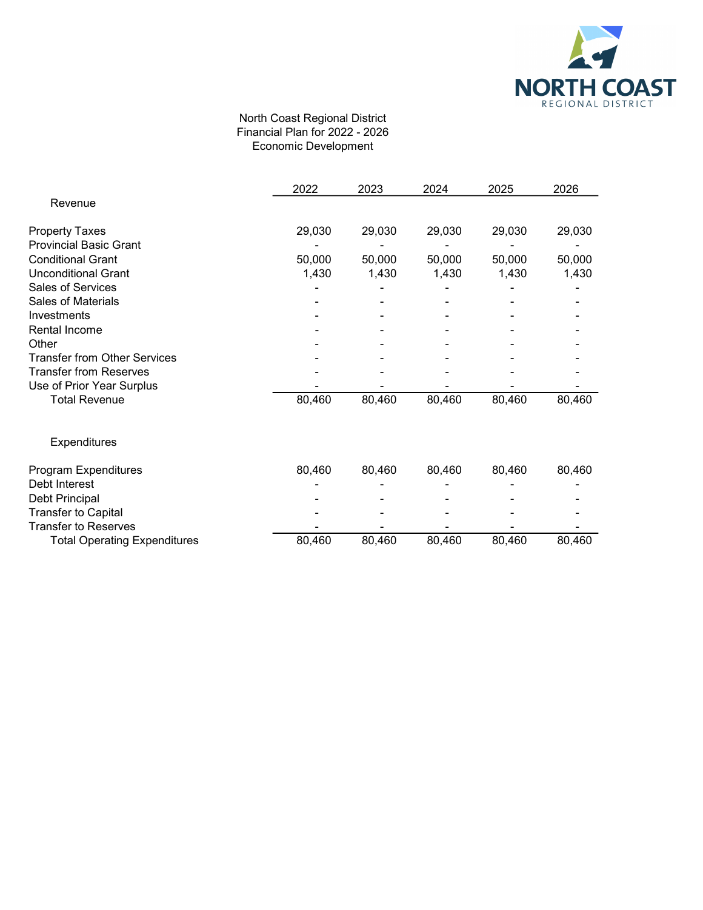North Coast Regional District
Financial Plan for 2022 - 2026
Economic Development

| | 2022 | 2023 | 2024 | 2025 | 2026 |
|---|---|---|---|---|---|
| **Revenue** | | | | | |
| Property Taxes | 29,030 | 29,030 | 29,030 | 29,030 | 29,030 |
| Provincial Basic Grant | - | - | - | - | - |
| Conditional Grant | 50,000 | 50,000 | 50,000 | 50,000 | 50,000 |
| Unconditional Grant | 1,430 | 1,430 | 1,430 | 1,430 | 1,430 |
| Sales of Services | - | - | - | - | - |
| Sales of Materials | - | - | - | - | - |
| Investments | - | - | - | - | - |
| Rental Income | - | - | - | - | - |
| Other | - | - | - | - | - |
| Transfer from Other Services | - | - | - | - | - |
| Transfer from Reserves | - | - | - | - | - |
| Use of Prior Year Surplus | - | - | - | - | - |
| Total Revenue | 80,460 | 80,460 | 80,460 | 80,460 | 80,460 |
| **Expenditures** | | | | | |
| Program Expenditures | 80,460 | 80,460 | 80,460 | 80,460 | 80,460 |
| Debt Interest | - | - | - | - | - |
| Debt Principal | - | - | - | - | - |
| Transfer to Capital | - | - | - | - | - |
| Transfer to Reserves | - | - | - | - | - |
| Total Operating Expenditures | 80,460 | 80,460 | 80,460 | 80,460 | 80,460 |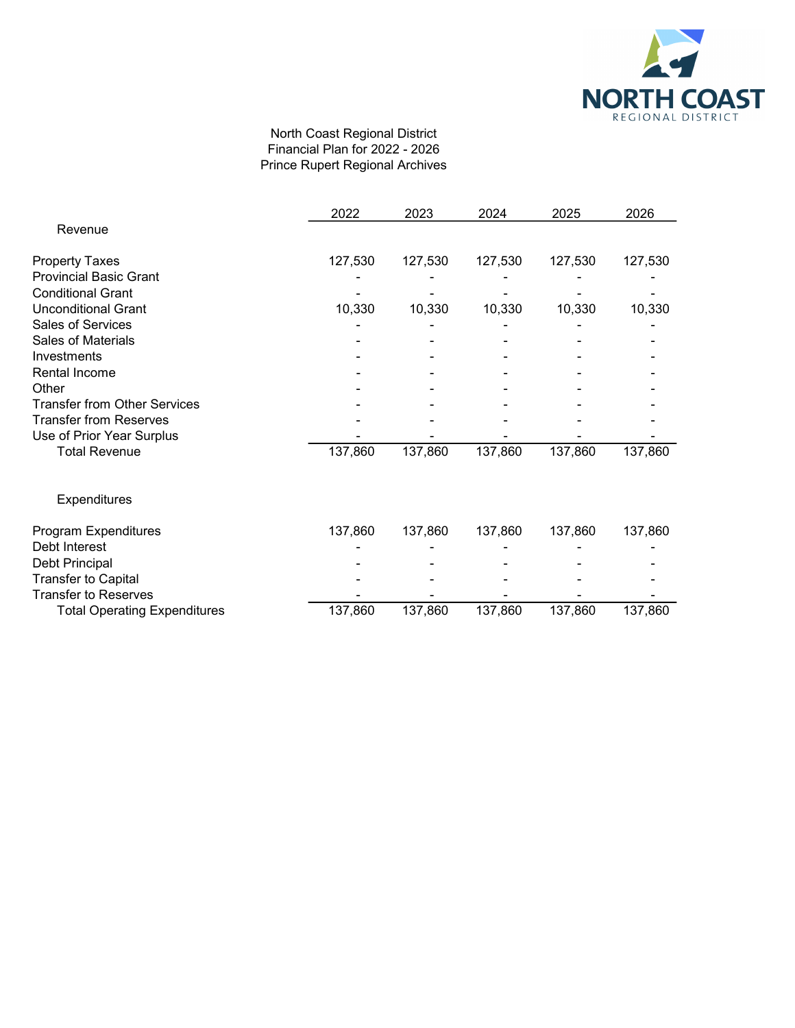North Coast Regional District
Financial Plan for 2022 - 2026
Prince Rupert Regional Archives

| | 2022 | 2023 | 2024 | 2025 | 2026 |
|---|---|---|---|---|---|
| **Revenue** | | | | | |
| Property Taxes | 127,530 | 127,530 | 127,530 | 127,530 | 127,530 |
| Provincial Basic Grant | - | - | - | - | - |
| Conditional Grant | - | - | - | - | - |
| Unconditional Grant | 10,330 | 10,330 | 10,330 | 10,330 | 10,330 |
| Sales of Services | - | - | - | - | - |
| Sales of Materials | - | - | - | - | - |
| Investments | - | - | - | - | - |
| Rental Income | - | - | - | - | - |
| Other | - | - | - | - | - |
| Transfer from Other Services | - | - | - | - | - |
| Transfer from Reserves | - | - | - | - | - |
| Use of Prior Year Surplus | - | - | - | - | - |
| Total Revenue | 137,860 | 137,860 | 137,860 | 137,860 | 137,860 |
| **Expenditures** | | | | | |
| Program Expenditures | 137,860 | 137,860 | 137,860 | 137,860 | 137,860 |
| Debt Interest | - | - | - | - | - |
| Debt Principal | - | - | - | - | - |
| Transfer to Capital | - | - | - | - | - |
| Transfer to Reserves | - | - | - | - | - |
| Total Operating Expenditures | 137,860 | 137,860 | 137,860 | 137,860 | 137,860 |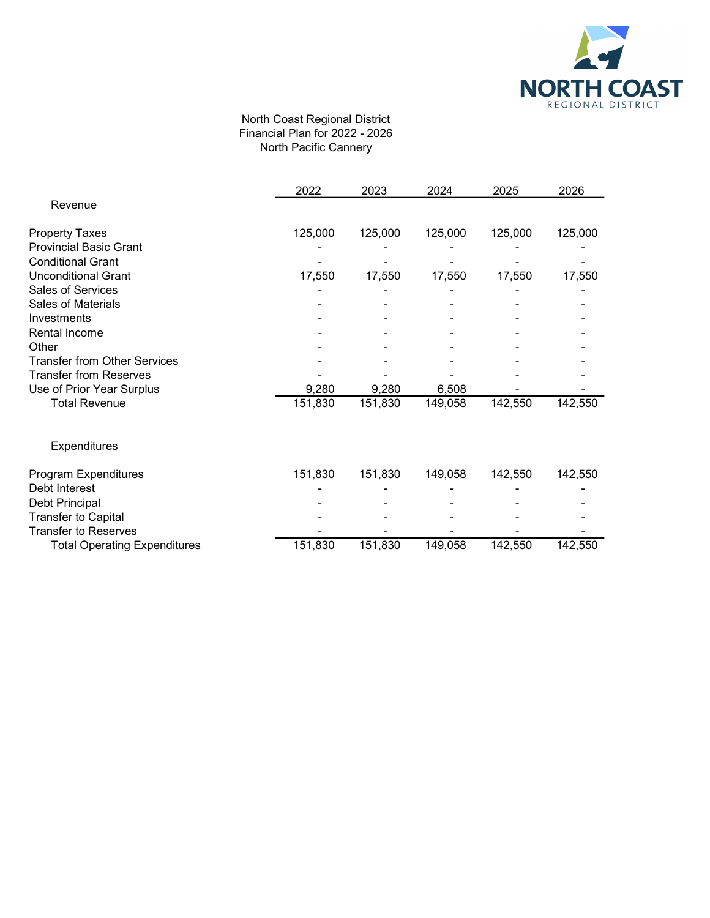North Coast Regional District
Financial Plan for 2022 - 2026
North Pacific Cannery

| | 2022 | 2023 | 2024 | 2025 | 2026 |
|---|---|---|---|---|---|
| **Revenue** | | | | | |
| Property Taxes | 125,000 | 125,000 | 125,000 | 125,000 | 125,000 |
| Provincial Basic Grant | - | - | - | - | - |
| Conditional Grant | - | - | - | - | - |
| Unconditional Grant | 17,550 | 17,550 | 17,550 | 17,550 | 17,550 |
| Sales of Services | - | - | - | - | - |
| Sales of Materials | - | - | - | - | - |
| Investments | - | - | - | - | - |
| Rental Income | - | - | - | - | - |
| Other | - | - | - | - | - |
| Transfer from Other Services | - | - | - | - | - |
| Transfer from Reserves | - | - | - | - | - |
| Use of Prior Year Surplus | 9,280 | 9,280 | 6,508 | - | - |
| Total Revenue | 151,830 | 151,830 | 149,058 | 142,550 | 142,550 |
| **Expenditures** | | | | | |
| Program Expenditures | 151,830 | 151,830 | 149,058 | 142,550 | 142,550 |
| Debt Interest | - | - | - | - | - |
| Debt Principal | - | - | - | - | - |
| Transfer to Capital | - | - | - | - | - |
| Transfer to Reserves | - | - | - | - | - |
| Total Operating Expenditures | 151,830 | 151,830 | 149,058 | 142,550 | 142,550 |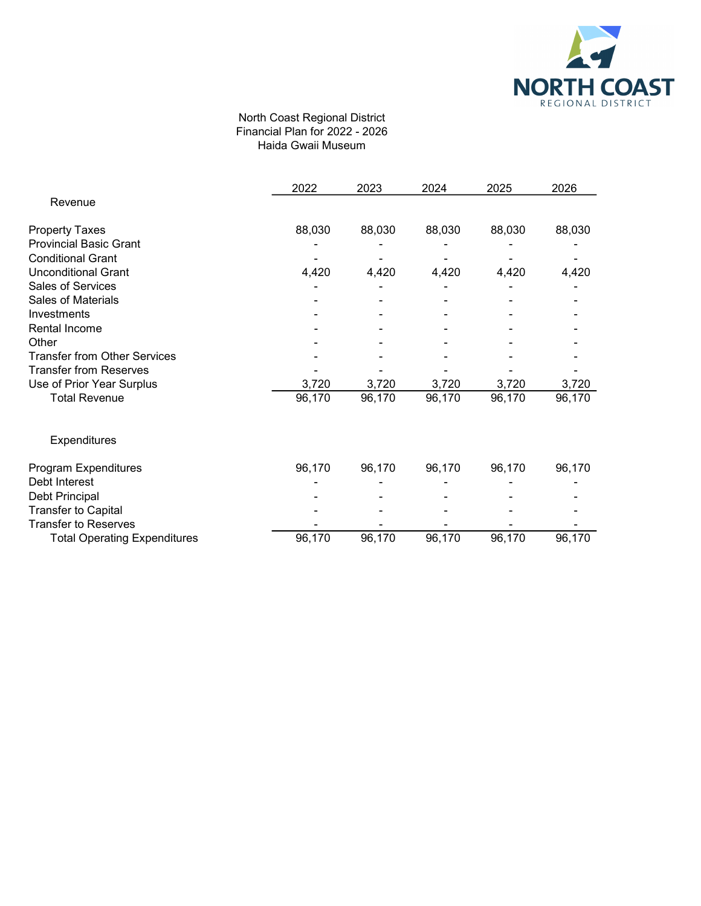North Coast Regional District
Financial Plan for 2022 - 2026
Haida Gwaii Museum

| | 2022 | 2023 | 2024 | 2025 | 2026 |
|---|---|---|---|---|---|
| **Revenue** | | | | | |
| Property Taxes | 88,030 | 88,030 | 88,030 | 88,030 | 88,030 |
| Provincial Basic Grant | - | - | - | - | - |
| Conditional Grant | - | - | - | - | - |
| Unconditional Grant | 4,420 | 4,420 | 4,420 | 4,420 | 4,420 |
| Sales of Services | - | - | - | - | - |
| Sales of Materials | - | - | - | - | - |
| Investments | - | - | - | - | - |
| Rental Income | - | - | - | - | - |
| Other | - | - | - | - | - |
| Transfer from Other Services | - | - | - | - | - |
| Transfer from Reserves | - | - | - | - | - |
| Use of Prior Year Surplus | 3,720 | 3,720 | 3,720 | 3,720 | 3,720 |
| Total Revenue | 96,170 | 96,170 | 96,170 | 96,170 | 96,170 |
| **Expenditures** | | | | | |
| Program Expenditures | 96,170 | 96,170 | 96,170 | 96,170 | 96,170 |
| Debt Interest | - | - | - | - | - |
| Debt Principal | - | - | - | - | - |
| Transfer to Capital | - | - | - | - | - |
| Transfer to Reserves | - | - | - | - | - |
| Total Operating Expenditures | 96,170 | 96,170 | 96,170 | 96,170 | 96,170 |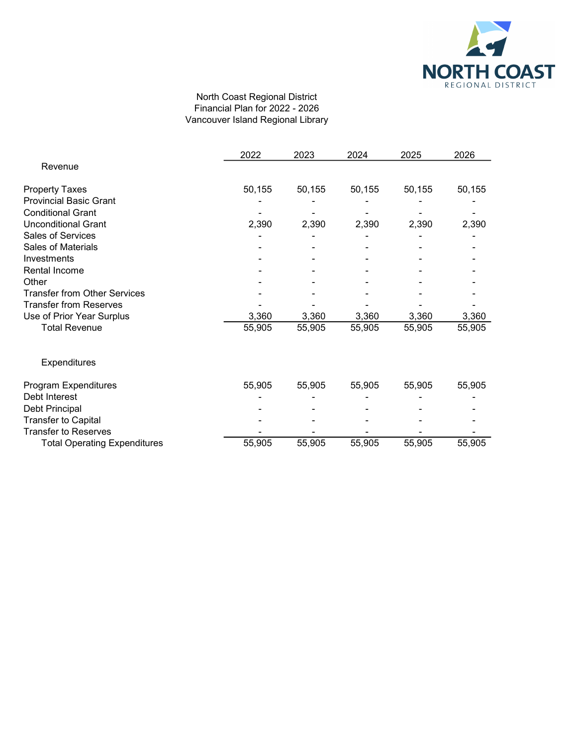North Coast Regional District
Financial Plan for 2022 - 2026
Vancouver Island Regional Library

| | 2022 | 2023 | 2024 | 2025 | 2026 |
|---|---|---|---|---|---|
| **Revenue** | | | | | |
| Property Taxes | 50,155 | 50,155 | 50,155 | 50,155 | 50,155 |
| Provincial Basic Grant | - | - | - | - | - |
| Conditional Grant | - | - | - | - | - |
| Unconditional Grant | 2,390 | 2,390 | 2,390 | 2,390 | 2,390 |
| Sales of Services | - | - | - | - | - |
| Sales of Materials | - | - | - | - | - |
| Investments | - | - | - | - | - |
| Rental Income | - | - | - | - | - |
| Other | - | - | - | - | - |
| Transfer from Other Services | - | - | - | - | - |
| Transfer from Reserves | - | - | - | - | - |
| Use of Prior Year Surplus | 3,360 | 3,360 | 3,360 | 3,360 | 3,360 |
| Total Revenue | 55,905 | 55,905 | 55,905 | 55,905 | 55,905 |
| **Expenditures** | | | | | |
| Program Expenditures | 55,905 | 55,905 | 55,905 | 55,905 | 55,905 |
| Debt Interest | - | - | - | - | - |
| Debt Principal | - | - | - | - | - |
| Transfer to Capital | - | - | - | - | - |
| Transfer to Reserves | - | - | - | - | - |
| Total Operating Expenditures | 55,905 | 55,905 | 55,905 | 55,905 | 55,905 |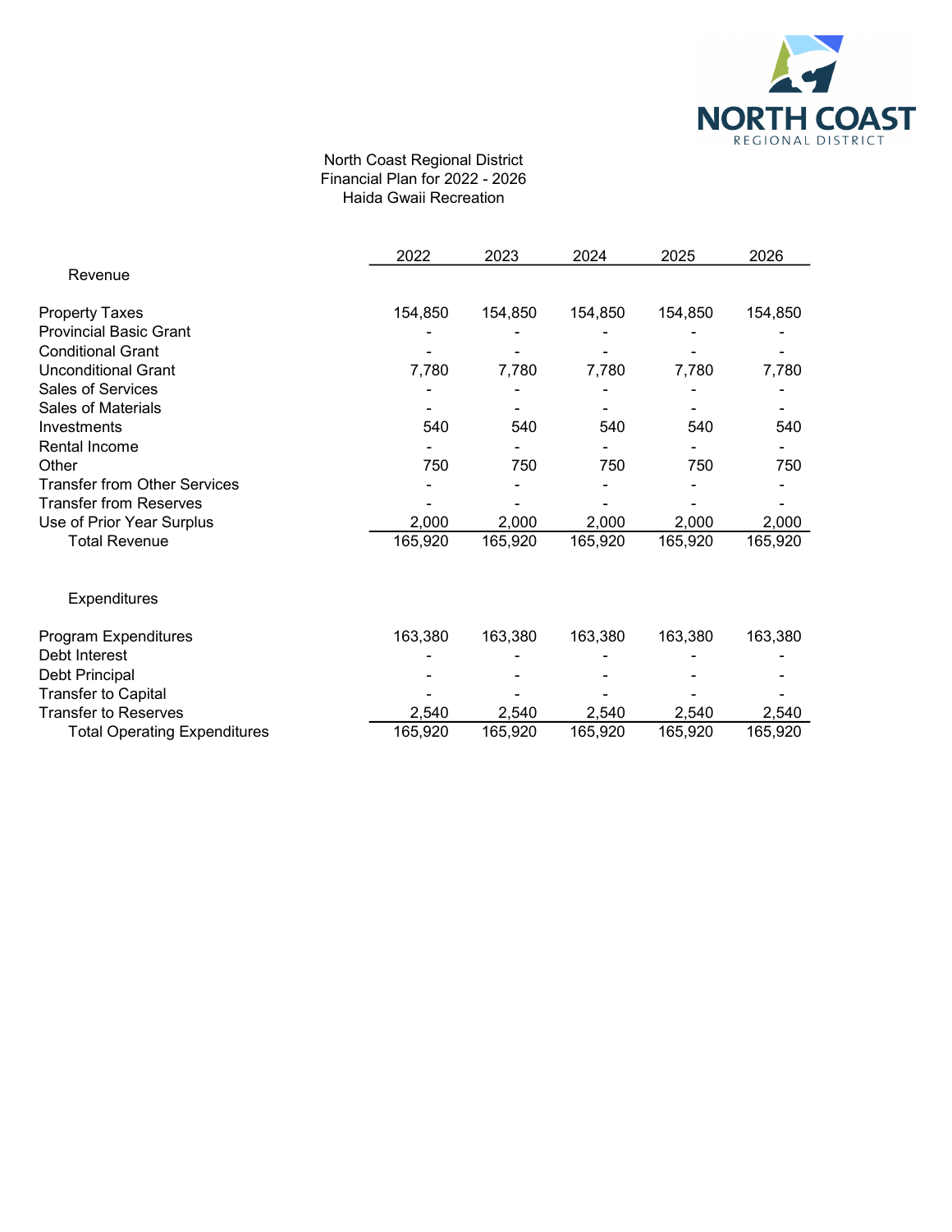North Coast Regional District
Financial Plan for 2022 - 2026
Haida Gwaii Recreation

| | 2022 | 2023 | 2024 | 2025 | 2026 |
|---|---|---|---|---|---|
| **Revenue** | | | | | |
| Property Taxes | 154,850 | 154,850 | 154,850 | 154,850 | 154,850 |
| Provincial Basic Grant | - | - | - | - | - |
| Conditional Grant | - | - | - | - | - |
| Unconditional Grant | 7,780 | 7,780 | 7,780 | 7,780 | 7,780 |
| Sales of Services | - | - | - | - | - |
| Sales of Materials | - | - | - | - | - |
| Investments | 540 | 540 | 540 | 540 | 540 |
| Rental Income | - | - | - | - | - |
| Other | 750 | 750 | 750 | 750 | 750 |
| Transfer from Other Services | - | - | - | - | - |
| Transfer from Reserves | - | - | - | - | - |
| Use of Prior Year Surplus | 2,000 | 2,000 | 2,000 | 2,000 | 2,000 |
| Total Revenue | 165,920 | 165,920 | 165,920 | 165,920 | 165,920 |
| **Expenditures** | | | | | |
| Program Expenditures | 163,380 | 163,380 | 163,380 | 163,380 | 163,380 |
| Debt Interest | - | - | - | - | - |
| Debt Principal | - | - | - | - | - |
| Transfer to Capital | - | - | - | - | - |
| Transfer to Reserves | 2,540 | 2,540 | 2,540 | 2,540 | 2,540 |
| Total Operating Expenditures | 165,920 | 165,920 | 165,920 | 165,920 | 165,920 |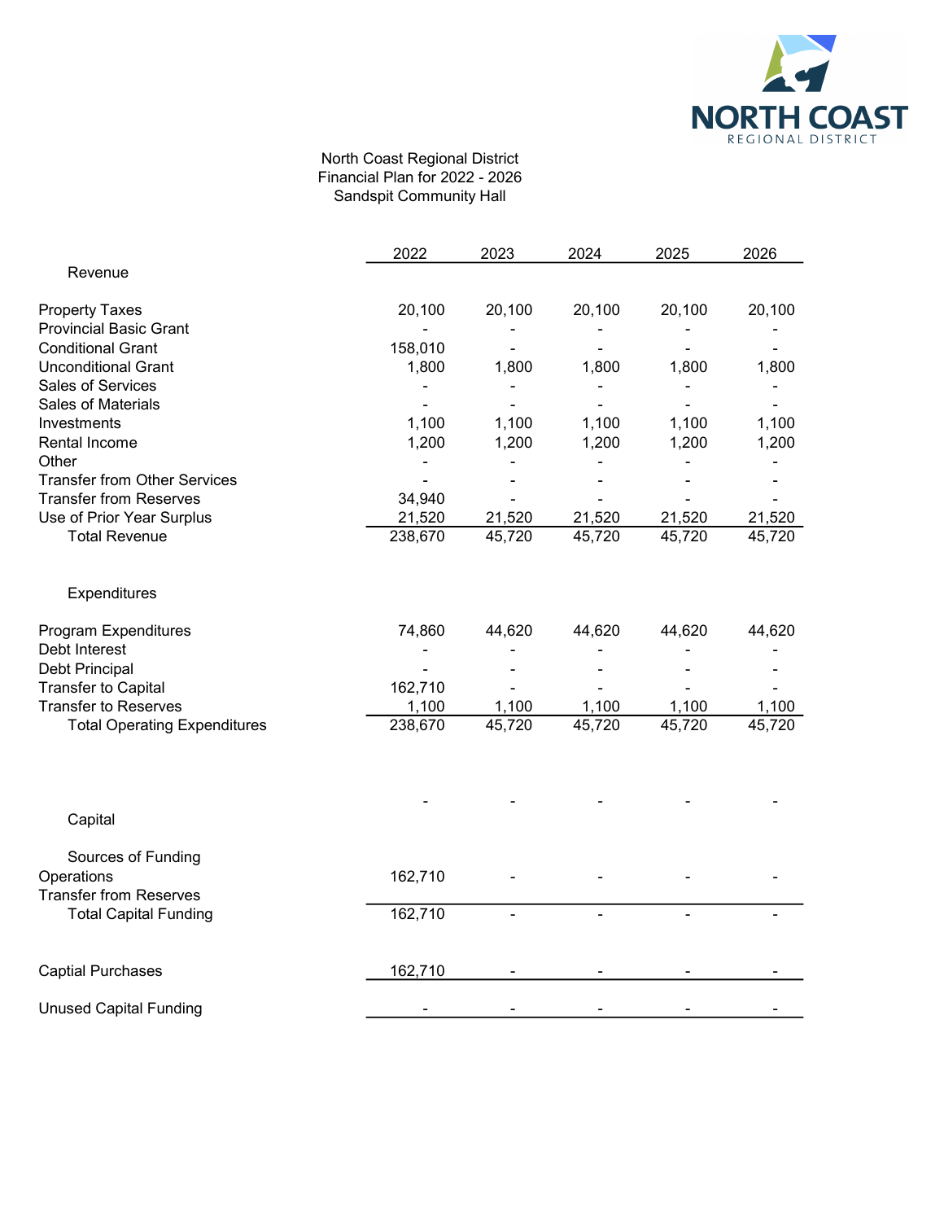North Coast Regional District
Financial Plan for 2022 - 2026
Sandspit Community Hall

| | 2022 | 2023 | 2024 | 2025 | 2026 |
|---|---|---|---|---|---|
| **Revenue** | | | | | |
| Property Taxes | 20,100 | 20,100 | 20,100 | 20,100 | 20,100 |
| Provincial Basic Grant | - | - | - | - | - |
| Conditional Grant | 158,010 | - | - | - | - |
| Unconditional Grant | 1,800 | 1,800 | 1,800 | 1,800 | 1,800 |
| Sales of Services | - | - | - | - | - |
| Sales of Materials | - | - | - | - | - |
| Investments | 1,100 | 1,100 | 1,100 | 1,100 | 1,100 |
| Rental Income | 1,200 | 1,200 | 1,200 | 1,200 | 1,200 |
| Other | - | - | - | - | - |
| Transfer from Other Services | - | - | - | - | - |
| Transfer from Reserves | 34,940 | - | - | - | - |
| Use of Prior Year Surplus | 21,520 | 21,520 | 21,520 | 21,520 | 21,520 |
| Total Revenue | 238,670 | 45,720 | 45,720 | 45,720 | 45,720 |
| **Expenditures** | | | | | |
| Program Expenditures | 74,860 | 44,620 | 44,620 | 44,620 | 44,620 |
| Debt Interest | - | - | - | - | - |
| Debt Principal | - | - | - | - | - |
| Transfer to Capital | 162,710 | - | - | - | - |
| Transfer to Reserves | 1,100 | 1,100 | 1,100 | 1,100 | 1,100 |
| Total Operating Expenditures | 238,670 | 45,720 | 45,720 | 45,720 | 45,720 |
| | - | - | - | - | - |
| **Capital** | | | | | |
| Sources of Funding | | | | | |
| Operations | 162,710 | - | - | - | - |
| Transfer from Reserves | | | | | |
| Total Capital Funding | 162,710 | - | - | - | - |
| Captial Purchases | 162,710 | - | - | - | - |
| Unused Capital Funding | - | - | - | - | - |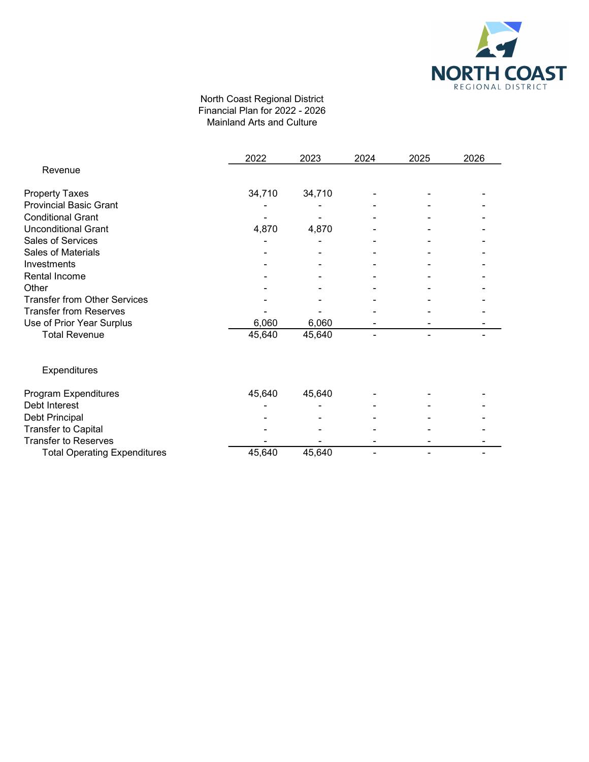North Coast Regional District
Financial Plan for 2022 - 2026
Mainland Arts and Culture

| | 2022 | 2023 | 2024 | 2025 | 2026 |
|---|---|---|---|---|---|
| **Revenue** | | | | | |
| Property Taxes | 34,710 | 34,710 | - | - | - |
| Provincial Basic Grant | - | - | - | - | - |
| Conditional Grant | - | - | - | - | - |
| Unconditional Grant | 4,870 | 4,870 | - | - | - |
| Sales of Services | - | - | - | - | - |
| Sales of Materials | - | - | - | - | - |
| Investments | - | - | - | - | - |
| Rental Income | - | - | - | - | - |
| Other | - | - | - | - | - |
| Transfer from Other Services | - | - | - | - | - |
| Transfer from Reserves | - | - | - | - | - |
| Use of Prior Year Surplus | 6,060 | 6,060 | - | - | - |
| Total Revenue | 45,640 | 45,640 | - | - | - |
| **Expenditures** | | | | | |
| Program Expenditures | 45,640 | 45,640 | - | - | - |
| Debt Interest | - | - | - | - | - |
| Debt Principal | - | - | - | - | - |
| Transfer to Capital | - | - | - | - | - |
| Transfer to Reserves | - | - | - | - | - |
| Total Operating Expenditures | 45,640 | 45,640 | - | - | - |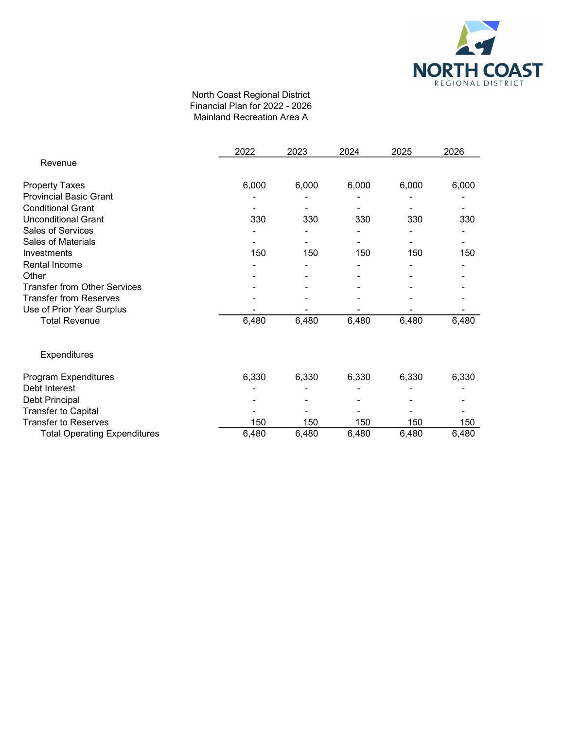North Coast Regional District
Financial Plan for 2022 - 2026
Mainland Recreation Area A

| | 2022 | 2023 | 2024 | 2025 | 2026 |
|---|---|---|---|---|---|
| **Revenue** | | | | | |
| Property Taxes | 6,000 | 6,000 | 6,000 | 6,000 | 6,000 |
| Provincial Basic Grant | - | - | - | - | - |
| Conditional Grant | - | - | - | - | - |
| Unconditional Grant | 330 | 330 | 330 | 330 | 330 |
| Sales of Services | - | - | - | - | - |
| Sales of Materials | - | - | - | - | - |
| Investments | 150 | 150 | 150 | 150 | 150 |
| Rental Income | - | - | - | - | - |
| Other | - | - | - | - | - |
| Transfer from Other Services | - | - | - | - | - |
| Transfer from Reserves | - | - | - | - | - |
| Use of Prior Year Surplus | - | - | - | - | - |
| Total Revenue | 6,480 | 6,480 | 6,480 | 6,480 | 6,480 |
| **Expenditures** | | | | | |
| Program Expenditures | 6,330 | 6,330 | 6,330 | 6,330 | 6,330 |
| Debt Interest | - | - | - | - | - |
| Debt Principal | - | - | - | - | - |
| Transfer to Capital | - | - | - | - | - |
| Transfer to Reserves | 150 | 150 | 150 | 150 | 150 |
| Total Operating Expenditures | 6,480 | 6,480 | 6,480 | 6,480 | 6,480 |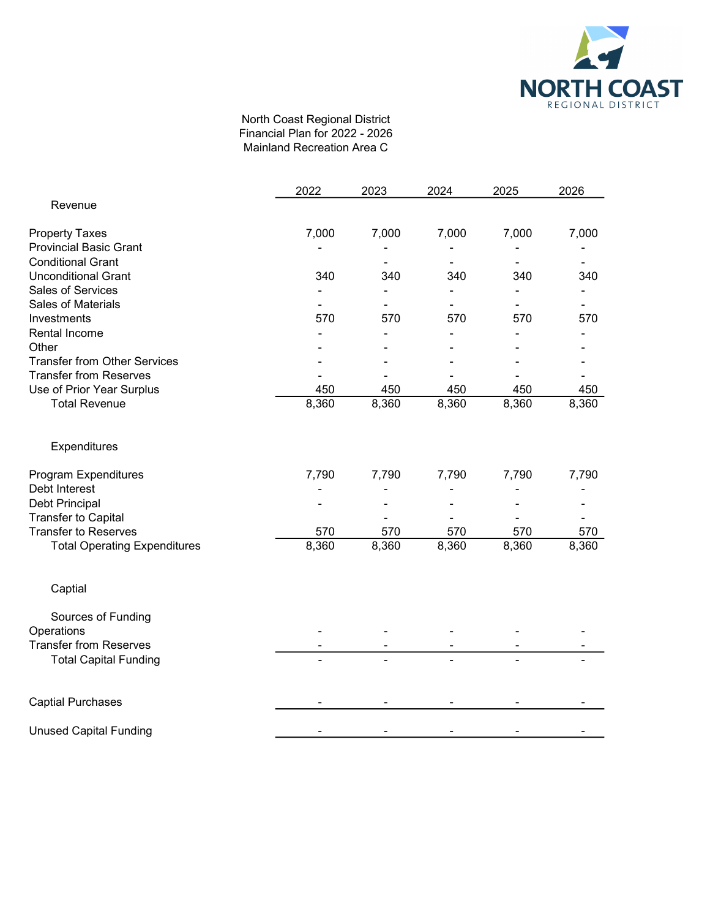North Coast Regional District
Financial Plan for 2022 - 2026
Mainland Recreation Area C

| | 2022 | 2023 | 2024 | 2025 | 2026 |
|---|---|---|---|---|---|
| **Revenue** | | | | | |
| Property Taxes | 7,000 | 7,000 | 7,000 | 7,000 | 7,000 |
| Provincial Basic Grant | - | - | - | - | - |
| Conditional Grant | | - | - | - | - |
| Unconditional Grant | 340 | 340 | 340 | 340 | 340 |
| Sales of Services | - | - | - | - | - |
| Sales of Materials | - | - | - | - | - |
| Investments | 570 | 570 | 570 | 570 | 570 |
| Rental Income | - | - | - | - | - |
| Other | - | - | - | - | - |
| Transfer from Other Services | - | - | - | - | - |
| Transfer from Reserves | - | - | - | - | - |
| Use of Prior Year Surplus | 450 | 450 | 450 | 450 | 450 |
| Total Revenue | 8,360 | 8,360 | 8,360 | 8,360 | 8,360 |
| **Expenditures** | | | | | |
| Program Expenditures | 7,790 | 7,790 | 7,790 | 7,790 | 7,790 |
| Debt Interest | - | - | - | - | - |
| Debt Principal | - | - | - | - | - |
| Transfer to Capital | | - | - | - | - |
| Transfer to Reserves | 570 | 570 | 570 | 570 | 570 |
| Total Operating Expenditures | 8,360 | 8,360 | 8,360 | 8,360 | 8,360 |
| **Captial** | | | | | |
| Sources of Funding | | | | | |
| Operations | - | - | - | - | - |
| Transfer from Reserves | - | - | - | - | - |
| Total Capital Funding | - | - | - | - | - |
| Captial Purchases | - | - | - | - | - |
| Unused Capital Funding | - | - | - | - | - |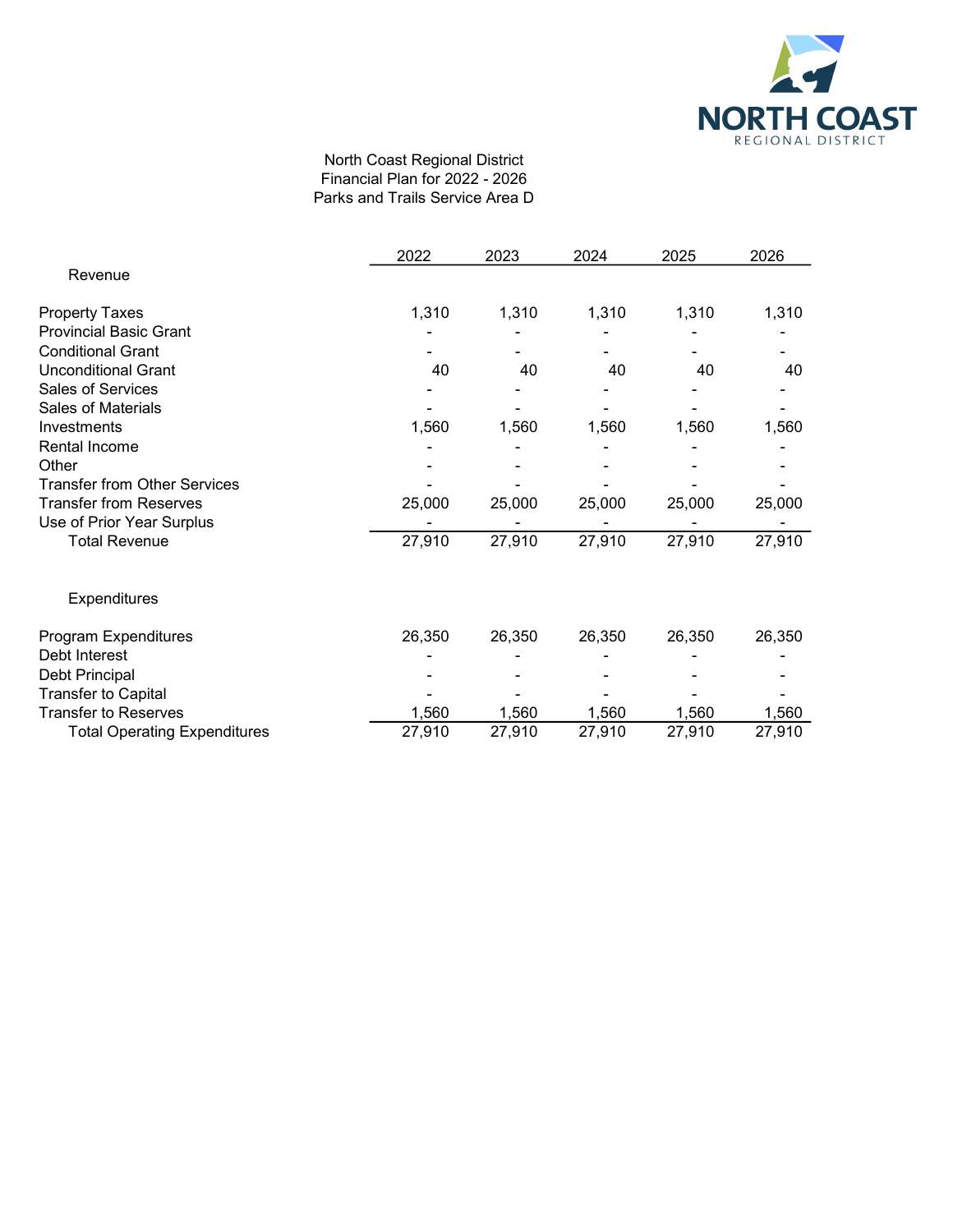North Coast Regional District
Financial Plan for 2022 - 2026
Parks and Trails Service Area D

| | 2022 | 2023 | 2024 | 2025 | 2026 |
|---|---|---|---|---|---|
| **Revenue** | | | | | |
| Property Taxes | 1,310 | 1,310 | 1,310 | 1,310 | 1,310 |
| Provincial Basic Grant | - | - | - | - | - |
| Conditional Grant | - | - | - | - | - |
| Unconditional Grant | 40 | 40 | 40 | 40 | 40 |
| Sales of Services | - | - | - | - | - |
| Sales of Materials | - | - | - | - | - |
| Investments | 1,560 | 1,560 | 1,560 | 1,560 | 1,560 |
| Rental Income | - | - | - | - | - |
| Other | - | - | - | - | - |
| Transfer from Other Services | - | - | - | - | - |
| Transfer from Reserves | 25,000 | 25,000 | 25,000 | 25,000 | 25,000 |
| Use of Prior Year Surplus | - | - | - | - | - |
| Total Revenue | 27,910 | 27,910 | 27,910 | 27,910 | 27,910 |
| **Expenditures** | | | | | |
| Program Expenditures | 26,350 | 26,350 | 26,350 | 26,350 | 26,350 |
| Debt Interest | - | - | - | - | - |
| Debt Principal | - | - | - | - | - |
| Transfer to Capital | - | - | - | - | - |
| Transfer to Reserves | 1,560 | 1,560 | 1,560 | 1,560 | 1,560 |
| Total Operating Expenditures | 27,910 | 27,910 | 27,910 | 27,910 | 27,910 |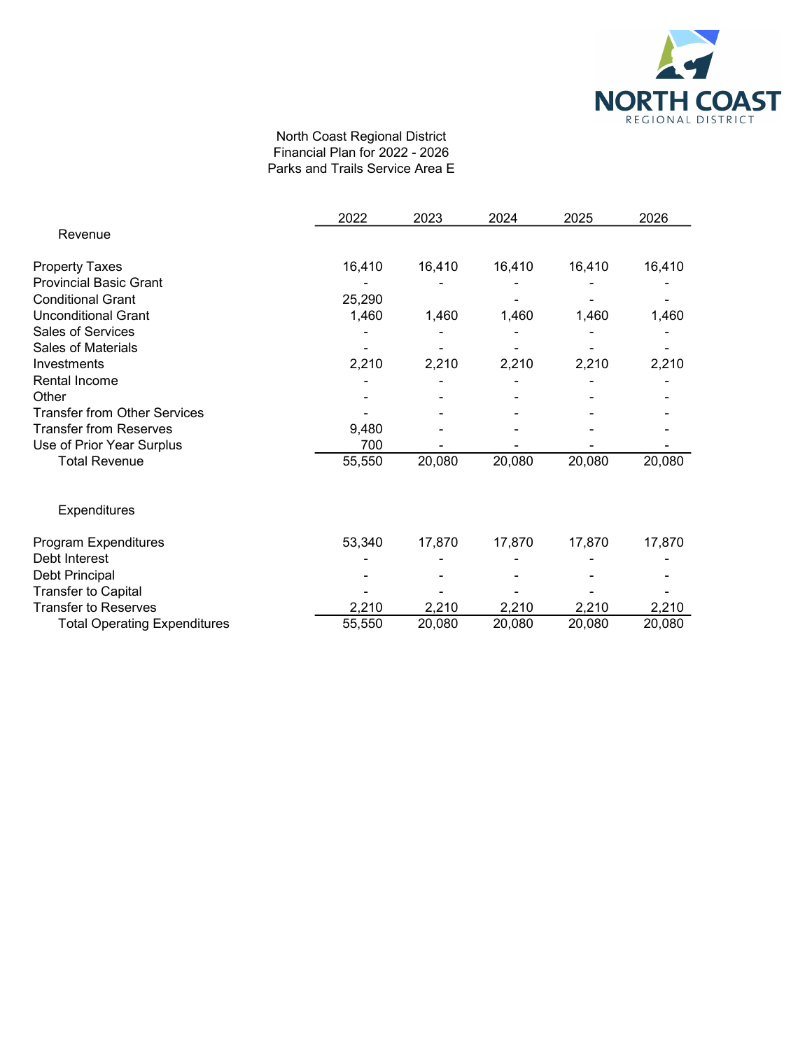North Coast Regional District
Financial Plan for 2022 - 2026
Parks and Trails Service Area E

| | 2022 | 2023 | 2024 | 2025 | 2026 |
|---|---|---|---|---|---|
| **Revenue** | | | | | |
| Property Taxes | 16,410 | 16,410 | 16,410 | 16,410 | 16,410 |
| Provincial Basic Grant | - | - | - | - | - |
| Conditional Grant | 25,290 | | - | - | - |
| Unconditional Grant | 1,460 | 1,460 | 1,460 | 1,460 | 1,460 |
| Sales of Services | - | - | - | - | - |
| Sales of Materials | - | - | - | - | - |
| Investments | 2,210 | 2,210 | 2,210 | 2,210 | 2,210 |
| Rental Income | - | - | - | - | - |
| Other | - | - | - | - | - |
| Transfer from Other Services | - | - | - | - | - |
| Transfer from Reserves | 9,480 | - | - | - | - |
| Use of Prior Year Surplus | 700 | - | - | - | - |
| Total Revenue | 55,550 | 20,080 | 20,080 | 20,080 | 20,080 |
| **Expenditures** | | | | | |
| Program Expenditures | 53,340 | 17,870 | 17,870 | 17,870 | 17,870 |
| Debt Interest | - | - | - | - | - |
| Debt Principal | - | - | - | - | - |
| Transfer to Capital | - | - | - | - | - |
| Transfer to Reserves | 2,210 | 2,210 | 2,210 | 2,210 | 2,210 |
| Total Operating Expenditures | 55,550 | 20,080 | 20,080 | 20,080 | 20,080 |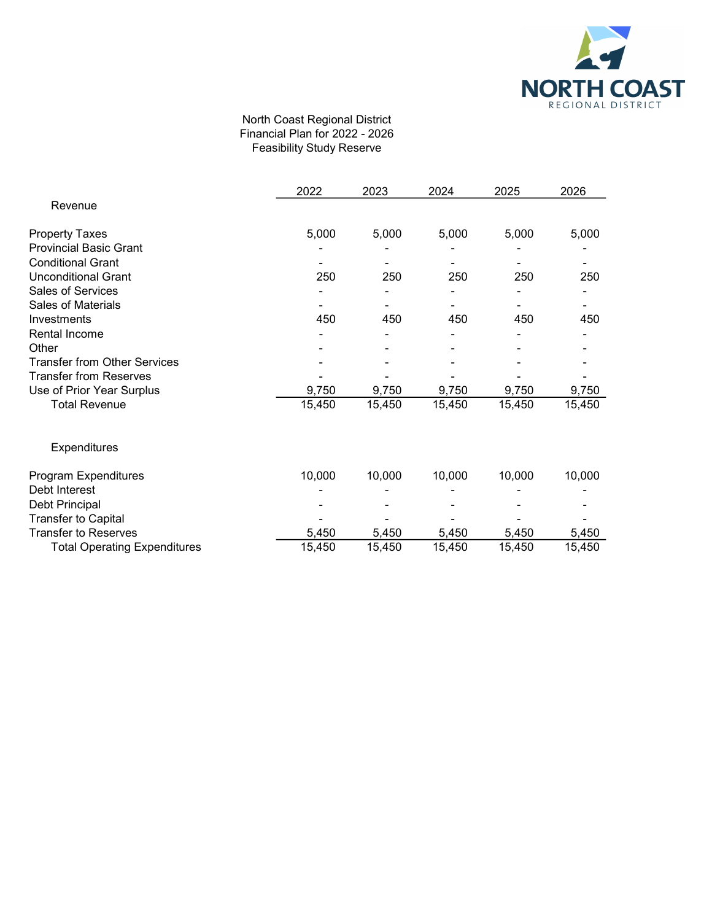North Coast Regional District
Financial Plan for 2022 - 2026
Feasibility Study Reserve

| | 2022 | 2023 | 2024 | 2025 | 2026 |
|---|---|---|---|---|---|
| **Revenue** | | | | | |
| Property Taxes | 5,000 | 5,000 | 5,000 | 5,000 | 5,000 |
| Provincial Basic Grant | - | - | - | - | - |
| Conditional Grant | - | - | - | - | - |
| Unconditional Grant | 250 | 250 | 250 | 250 | 250 |
| Sales of Services | - | - | - | - | - |
| Sales of Materials | - | - | - | - | - |
| Investments | 450 | 450 | 450 | 450 | 450 |
| Rental Income | - | - | - | - | - |
| Other | - | - | - | - | - |
| Transfer from Other Services | - | - | - | - | - |
| Transfer from Reserves | - | - | - | - | - |
| Use of Prior Year Surplus | 9,750 | 9,750 | 9,750 | 9,750 | 9,750 |
| Total Revenue | 15,450 | 15,450 | 15,450 | 15,450 | 15,450 |
| **Expenditures** | | | | | |
| Program Expenditures | 10,000 | 10,000 | 10,000 | 10,000 | 10,000 |
| Debt Interest | - | - | - | - | - |
| Debt Principal | - | - | - | - | - |
| Transfer to Capital | - | - | - | - | - |
| Transfer to Reserves | 5,450 | 5,450 | 5,450 | 5,450 | 5,450 |
| Total Operating Expenditures | 15,450 | 15,450 | 15,450 | 15,450 | 15,450 |